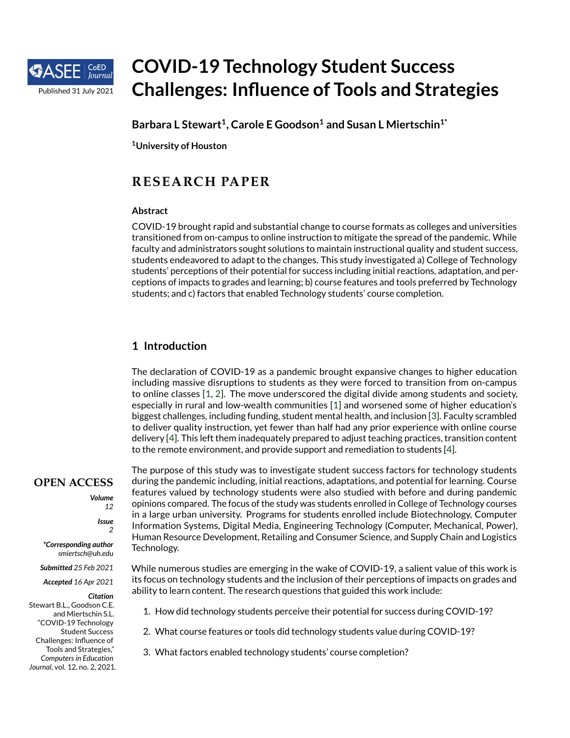# COVID-19 Technology Student Success Challenges: Influence of Tools and Strategies

**Barbara L Stewart[1], Carole E Goodson[1] and Susan L Miertschin[1*]**

[1]University of Houston

Published 31 July 2021

## RESEARCH PAPER

**Abstract**

COVID-19 brought rapid and substantial change to course formats as colleges and universities transitioned from on-campus to online instruction to mitigate the spread of the pandemic. While faculty and administrators sought solutions to maintain instructional quality and student success, students endeavored to adapt to the changes. This study investigated a) College of Technology students' perceptions of their potential for success including initial reactions, adaptation, and perceptions of impacts to grades and learning; b) course features and tools preferred by Technology students; and c) factors that enabled Technology students' course completion.

**OPEN ACCESS**

***Volume*** 12

***Issue*** 2

***\*Corresponding author*** *smiertsch@uh.edu*

***Submitted*** *25 Feb 2021*

***Accepted*** *16 Apr 2021*

***Citation***
Stewart B.L., Goodson C.E. and Miertschin S.L. "COVID-19 Technology Student Success Challenges: Influence of Tools and Strategies," *Computers in Education Journal*, vol. 12, no. 2, 2021.

## 1 Introduction

The declaration of COVID-19 as a pandemic brought expansive changes to higher education including massive disruptions to students as they were forced to transition from on-campus to online classes [1, 2]. The move underscored the digital divide among students and society, especially in rural and low-wealth communities [1] and worsened some of higher education's biggest challenges, including funding, student mental health, and inclusion [3]. Faculty scrambled to deliver quality instruction, yet fewer than half had any prior experience with online course delivery [4]. This left them inadequately prepared to adjust teaching practices, transition content to the remote environment, and provide support and remediation to students [4].

The purpose of this study was to investigate student success factors for technology students during the pandemic including, initial reactions, adaptations, and potential for learning. Course features valued by technology students were also studied with before and during pandemic opinions compared. The focus of the study was students enrolled in College of Technology courses in a large urban university. Programs for students enrolled include Biotechnology, Computer Information Systems, Digital Media, Engineering Technology (Computer, Mechanical, Power), Human Resource Development, Retailing and Consumer Science, and Supply Chain and Logistics Technology.

While numerous studies are emerging in the wake of COVID-19, a salient value of this work is its focus on technology students and the inclusion of their perceptions of impacts on grades and ability to learn content. The research questions that guided this work include:

1. How did technology students perceive their potential for success during COVID-19?
2. What course features or tools did technology students value during COVID-19?
3. What factors enabled technology students' course completion?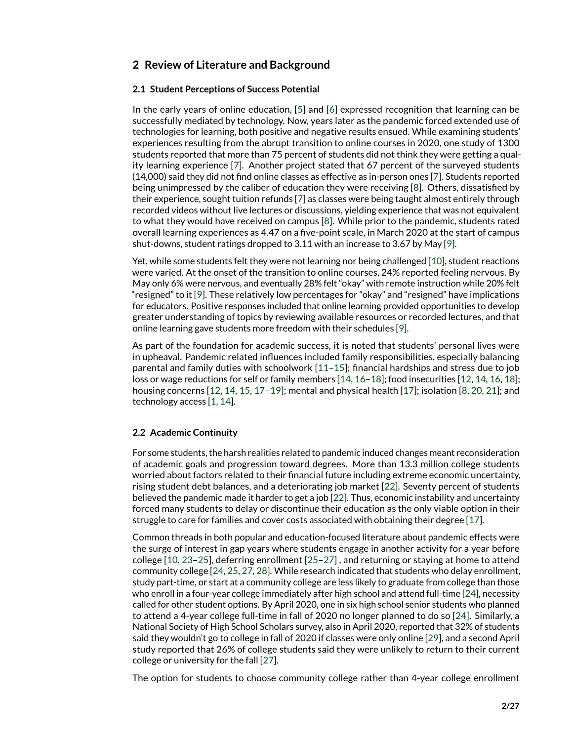## 2 Review of Literature and Background

### 2.1 Student Perceptions of Success Potential

In the early years of online education, [5] and [6] expressed recognition that learning can be successfully mediated by technology. Now, years later as the pandemic forced extended use of technologies for learning, both positive and negative results ensued. While examining students' experiences resulting from the abrupt transition to online courses in 2020, one study of 1300 students reported that more than 75 percent of students did not think they were getting a quality learning experience [7]. Another project stated that 67 percent of the surveyed students (14,000) said they did not find online classes as effective as in-person ones [7]. Students reported being unimpressed by the caliber of education they were receiving [8]. Others, dissatisfied by their experience, sought tuition refunds [7] as classes were being taught almost entirely through recorded videos without live lectures or discussions, yielding experience that was not equivalent to what they would have received on campus [8]. While prior to the pandemic, students rated overall learning experiences as 4.47 on a five-point scale, in March 2020 at the start of campus shut-downs, student ratings dropped to 3.11 with an increase to 3.67 by May [9].

Yet, while some students felt they were not learning nor being challenged [10], student reactions were varied. At the onset of the transition to online courses, 24% reported feeling nervous. By May only 6% were nervous, and eventually 28% felt "okay" with remote instruction while 20% felt "resigned" to it [9]. These relatively low percentages for "okay" and "resigned" have implications for educators. Positive responses included that online learning provided opportunities to develop greater understanding of topics by reviewing available resources or recorded lectures, and that online learning gave students more freedom with their schedules [9].

As part of the foundation for academic success, it is noted that students' personal lives were in upheaval. Pandemic related influences included family responsibilities, especially balancing parental and family duties with schoolwork [11–15]; financial hardships and stress due to job loss or wage reductions for self or family members [14, 16–18]; food insecurities [12, 14, 16, 18]; housing concerns [12, 14, 15, 17–19]; mental and physical health [17]; isolation [8, 20, 21]; and technology access [1, 14].

### 2.2 Academic Continuity

For some students, the harsh realities related to pandemic induced changes meant reconsideration of academic goals and progression toward degrees. More than 13.3 million college students worried about factors related to their financial future including extreme economic uncertainty, rising student debt balances, and a deteriorating job market [22]. Seventy percent of students believed the pandemic made it harder to get a job [22]. Thus, economic instability and uncertainty forced many students to delay or discontinue their education as the only viable option in their struggle to care for families and cover costs associated with obtaining their degree [17].

Common threads in both popular and education-focused literature about pandemic effects were the surge of interest in gap years where students engage in another activity for a year before college [10, 23–25], deferring enrollment [25–27] , and returning or staying at home to attend community college [24, 25, 27, 28]. While research indicated that students who delay enrollment, study part-time, or start at a community college are less likely to graduate from college than those who enroll in a four-year college immediately after high school and attend full-time [24], necessity called for other student options. By April 2020, one in six high school senior students who planned to attend a 4-year college full-time in fall of 2020 no longer planned to do so [24]. Similarly, a National Society of High School Scholars survey, also in April 2020, reported that 32% of students said they wouldn't go to college in fall of 2020 if classes were only online [29], and a second April study reported that 26% of college students said they were unlikely to return to their current college or university for the fall [27].

The option for students to choose community college rather than 4-year college enrollment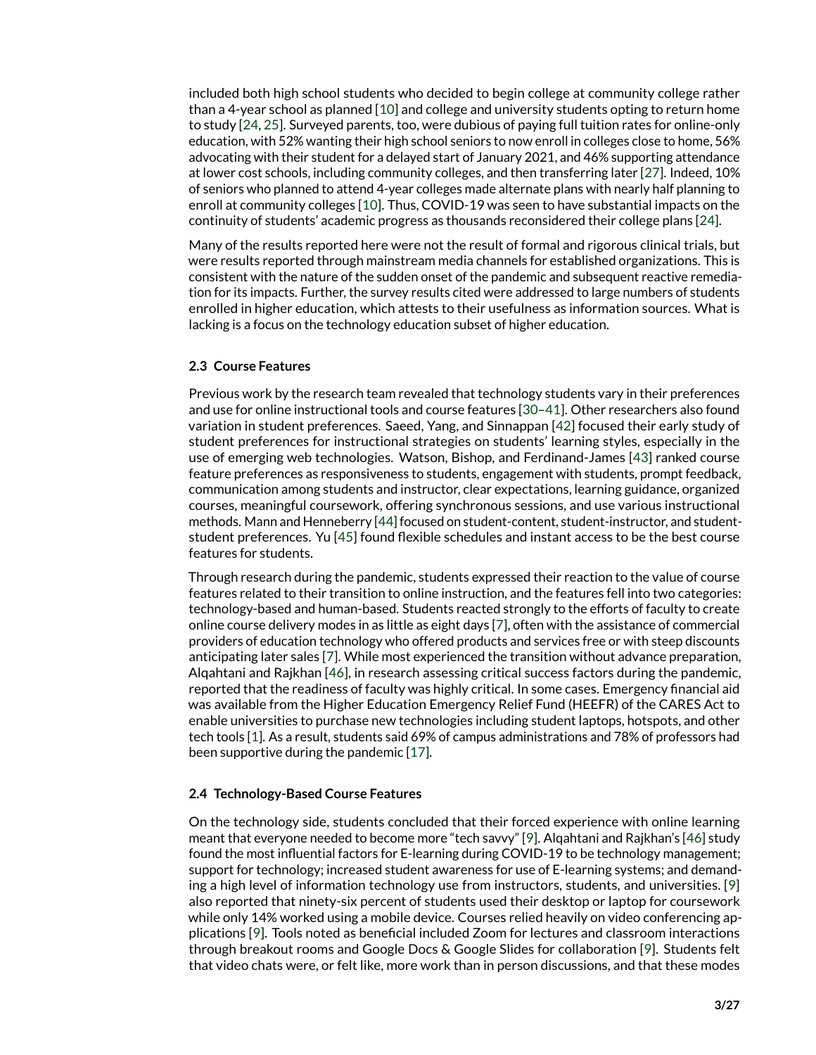included both high school students who decided to begin college at community college rather than a 4-year school as planned [10] and college and university students opting to return home to study [24, 25]. Surveyed parents, too, were dubious of paying full tuition rates for online-only education, with 52% wanting their high school seniors to now enroll in colleges close to home, 56% advocating with their student for a delayed start of January 2021, and 46% supporting attendance at lower cost schools, including community colleges, and then transferring later [27]. Indeed, 10% of seniors who planned to attend 4-year colleges made alternate plans with nearly half planning to enroll at community colleges [10]. Thus, COVID-19 was seen to have substantial impacts on the continuity of students' academic progress as thousands reconsidered their college plans [24].

Many of the results reported here were not the result of formal and rigorous clinical trials, but were results reported through mainstream media channels for established organizations. This is consistent with the nature of the sudden onset of the pandemic and subsequent reactive remediation for its impacts. Further, the survey results cited were addressed to large numbers of students enrolled in higher education, which attests to their usefulness as information sources. What is lacking is a focus on the technology education subset of higher education.

### 2.3 Course Features

Previous work by the research team revealed that technology students vary in their preferences and use for online instructional tools and course features [30–41]. Other researchers also found variation in student preferences. Saeed, Yang, and Sinnappan [42] focused their early study of student preferences for instructional strategies on students' learning styles, especially in the use of emerging web technologies. Watson, Bishop, and Ferdinand-James [43] ranked course feature preferences as responsiveness to students, engagement with students, prompt feedback, communication among students and instructor, clear expectations, learning guidance, organized courses, meaningful coursework, offering synchronous sessions, and use various instructional methods. Mann and Henneberry [44] focused on student-content, student-instructor, and student-student preferences. Yu [45] found flexible schedules and instant access to be the best course features for students.

Through research during the pandemic, students expressed their reaction to the value of course features related to their transition to online instruction, and the features fell into two categories: technology-based and human-based. Students reacted strongly to the efforts of faculty to create online course delivery modes in as little as eight days [7], often with the assistance of commercial providers of education technology who offered products and services free or with steep discounts anticipating later sales [7]. While most experienced the transition without advance preparation, Alqahtani and Rajkhan [46], in research assessing critical success factors during the pandemic, reported that the readiness of faculty was highly critical. In some cases. Emergency financial aid was available from the Higher Education Emergency Relief Fund (HEEFR) of the CARES Act to enable universities to purchase new technologies including student laptops, hotspots, and other tech tools [1]. As a result, students said 69% of campus administrations and 78% of professors had been supportive during the pandemic [17].

### 2.4 Technology-Based Course Features

On the technology side, students concluded that their forced experience with online learning meant that everyone needed to become more "tech savvy" [9]. Alqahtani and Rajkhan's [46] study found the most influential factors for E-learning during COVID-19 to be technology management; support for technology; increased student awareness for use of E-learning systems; and demanding a high level of information technology use from instructors, students, and universities. [9] also reported that ninety-six percent of students used their desktop or laptop for coursework while only 14% worked using a mobile device. Courses relied heavily on video conferencing applications [9]. Tools noted as beneficial included Zoom for lectures and classroom interactions through breakout rooms and Google Docs & Google Slides for collaboration [9]. Students felt that video chats were, or felt like, more work than in person discussions, and that these modes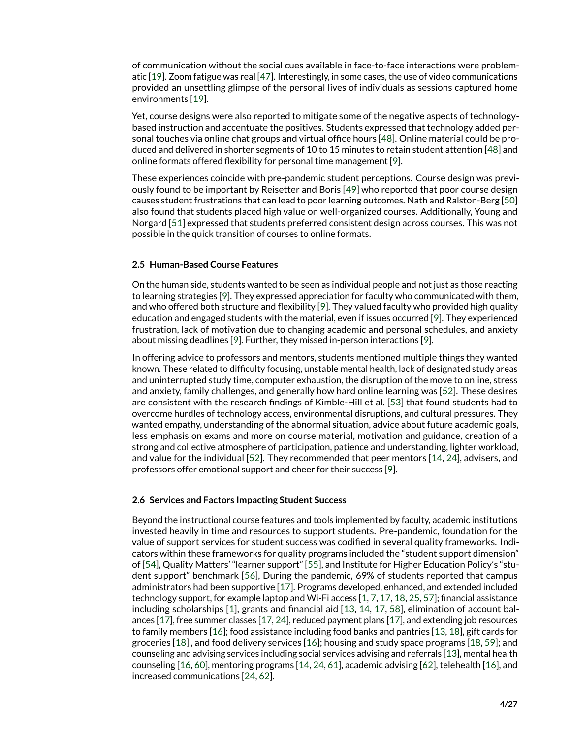of communication without the social cues available in face-to-face interactions were problematic [19]. Zoom fatigue was real [47]. Interestingly, in some cases, the use of video communications provided an unsettling glimpse of the personal lives of individuals as sessions captured home environments [19].

Yet, course designs were also reported to mitigate some of the negative aspects of technology-based instruction and accentuate the positives. Students expressed that technology added personal touches via online chat groups and virtual office hours [48]. Online material could be produced and delivered in shorter segments of 10 to 15 minutes to retain student attention [48] and online formats offered flexibility for personal time management [9].

These experiences coincide with pre-pandemic student perceptions. Course design was previously found to be important by Reisetter and Boris [49] who reported that poor course design causes student frustrations that can lead to poor learning outcomes. Nath and Ralston-Berg [50] also found that students placed high value on well-organized courses. Additionally, Young and Norgard [51] expressed that students preferred consistent design across courses. This was not possible in the quick transition of courses to online formats.

### 2.5 Human-Based Course Features

On the human side, students wanted to be seen as individual people and not just as those reacting to learning strategies [9]. They expressed appreciation for faculty who communicated with them, and who offered both structure and flexibility [9]. They valued faculty who provided high quality education and engaged students with the material, even if issues occurred [9]. They experienced frustration, lack of motivation due to changing academic and personal schedules, and anxiety about missing deadlines [9]. Further, they missed in-person interactions [9].

In offering advice to professors and mentors, students mentioned multiple things they wanted known. These related to difficulty focusing, unstable mental health, lack of designated study areas and uninterrupted study time, computer exhaustion, the disruption of the move to online, stress and anxiety, family challenges, and generally how hard online learning was [52]. These desires are consistent with the research findings of Kimble-Hill et al. [53] that found students had to overcome hurdles of technology access, environmental disruptions, and cultural pressures. They wanted empathy, understanding of the abnormal situation, advice about future academic goals, less emphasis on exams and more on course material, motivation and guidance, creation of a strong and collective atmosphere of participation, patience and understanding, lighter workload, and value for the individual [52]. They recommended that peer mentors [14, 24], advisers, and professors offer emotional support and cheer for their success [9].

### 2.6 Services and Factors Impacting Student Success

Beyond the instructional course features and tools implemented by faculty, academic institutions invested heavily in time and resources to support students. Pre-pandemic, foundation for the value of support services for student success was codified in several quality frameworks. Indicators within these frameworks for quality programs included the "student support dimension" of [54], Quality Matters' "learner support" [55], and Institute for Higher Education Policy's "student support" benchmark [56], During the pandemic, 69% of students reported that campus administrators had been supportive [17]. Programs developed, enhanced, and extended included technology support, for example laptop and Wi-Fi access [1, 7, 17, 18, 25, 57]; financial assistance including scholarships [1], grants and financial aid [13, 14, 17, 58], elimination of account balances [17], free summer classes [17, 24], reduced payment plans [17], and extending job resources to family members [16]; food assistance including food banks and pantries [13, 18], gift cards for groceries [18] , and food delivery services [16]; housing and study space programs [18, 59]; and counseling and advising services including social services advising and referrals [13], mental health counseling [16, 60], mentoring programs [14, 24, 61], academic advising [62], telehealth [16], and increased communications [24, 62].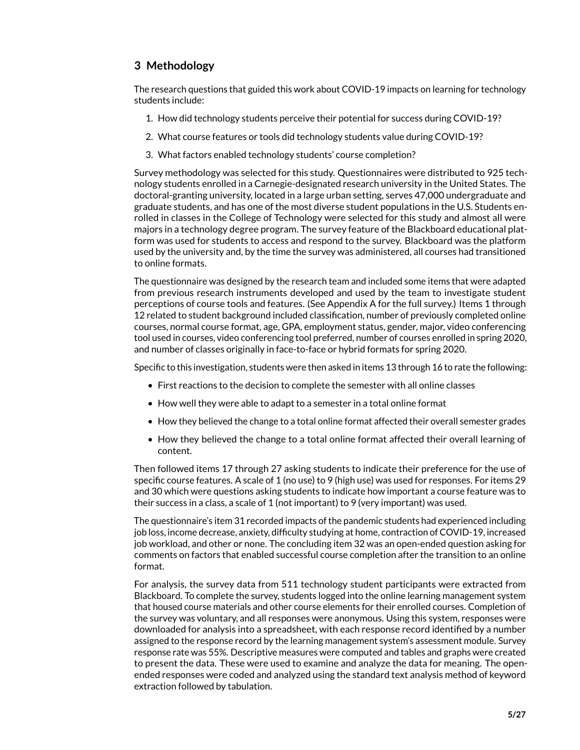## 3 Methodology

The research questions that guided this work about COVID-19 impacts on learning for technology students include:

1. How did technology students perceive their potential for success during COVID-19?
2. What course features or tools did technology students value during COVID-19?
3. What factors enabled technology students' course completion?

Survey methodology was selected for this study. Questionnaires were distributed to 925 technology students enrolled in a Carnegie-designated research university in the United States. The doctoral-granting university, located in a large urban setting, serves 47,000 undergraduate and graduate students, and has one of the most diverse student populations in the U.S. Students enrolled in classes in the College of Technology were selected for this study and almost all were majors in a technology degree program. The survey feature of the Blackboard educational platform was used for students to access and respond to the survey. Blackboard was the platform used by the university and, by the time the survey was administered, all courses had transitioned to online formats.

The questionnaire was designed by the research team and included some items that were adapted from previous research instruments developed and used by the team to investigate student perceptions of course tools and features. (See Appendix A for the full survey.) Items 1 through 12 related to student background included classification, number of previously completed online courses, normal course format, age, GPA, employment status, gender, major, video conferencing tool used in courses, video conferencing tool preferred, number of courses enrolled in spring 2020, and number of classes originally in face-to-face or hybrid formats for spring 2020.

Specific to this investigation, students were then asked in items 13 through 16 to rate the following:

- First reactions to the decision to complete the semester with all online classes
- How well they were able to adapt to a semester in a total online format
- How they believed the change to a total online format affected their overall semester grades
- How they believed the change to a total online format affected their overall learning of content.

Then followed items 17 through 27 asking students to indicate their preference for the use of specific course features. A scale of 1 (no use) to 9 (high use) was used for responses. For items 29 and 30 which were questions asking students to indicate how important a course feature was to their success in a class, a scale of 1 (not important) to 9 (very important) was used.

The questionnaire's item 31 recorded impacts of the pandemic students had experienced including job loss, income decrease, anxiety, difficulty studying at home, contraction of COVID-19, increased job workload, and other or none. The concluding item 32 was an open-ended question asking for comments on factors that enabled successful course completion after the transition to an online format.

For analysis, the survey data from 511 technology student participants were extracted from Blackboard. To complete the survey, students logged into the online learning management system that housed course materials and other course elements for their enrolled courses. Completion of the survey was voluntary, and all responses were anonymous. Using this system, responses were downloaded for analysis into a spreadsheet, with each response record identified by a number assigned to the response record by the learning management system's assessment module. Survey response rate was 55%. Descriptive measures were computed and tables and graphs were created to present the data. These were used to examine and analyze the data for meaning. The open-ended responses were coded and analyzed using the standard text analysis method of keyword extraction followed by tabulation.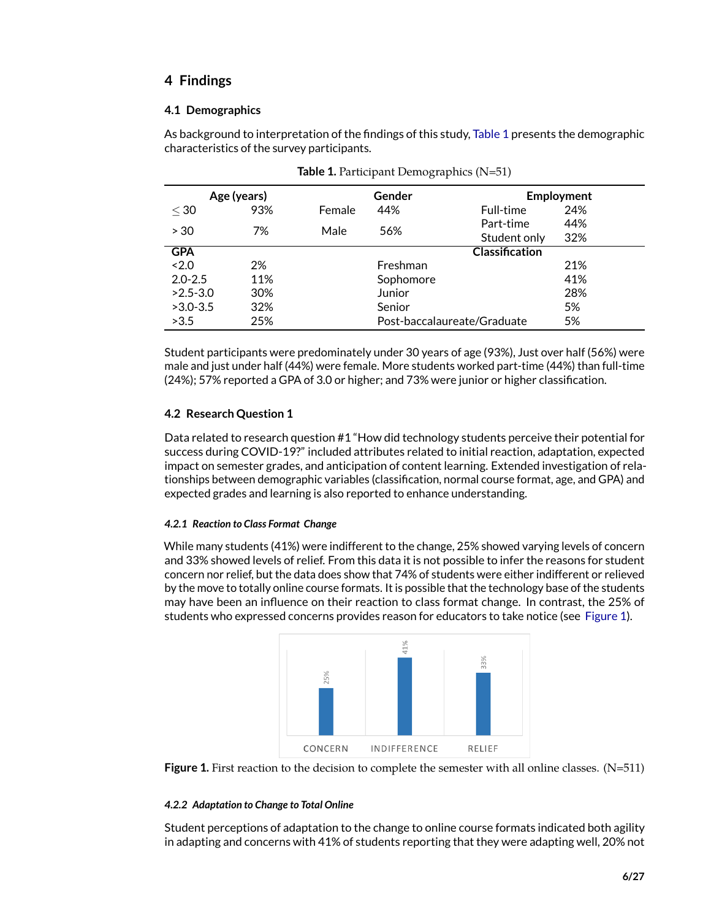## 4 Findings

### 4.1 Demographics

As background to interpretation of the findings of this study, Table 1 presents the demographic characteristics of the survey participants.

**Table 1.** Participant Demographics (N=51)

| Age (years) | | Gender | | Employment | |
|---|---|---|---|---|---|
| $\leq 30$ | 93% | Female | 44% | Full-time | 24% |
| > 30 | 7% | Male | 56% | Part-time | 44% |
| | | | | Student only | 32% |
| **GPA** | | | **Classification** | | |
| <2.0 | 2% | | Freshman | | 21% |
| 2.0-2.5 | 11% | | Sophomore | | 41% |
| >2.5-3.0 | 30% | | Junior | | 28% |
| >3.0-3.5 | 32% | | Senior | | 5% |
| >3.5 | 25% | | Post-baccalaureate/Graduate | | 5% |

Student participants were predominately under 30 years of age (93%), Just over half (56%) were male and just under half (44%) were female. More students worked part-time (44%) than full-time (24%); 57% reported a GPA of 3.0 or higher; and 73% were junior or higher classification.

### 4.2 Research Question 1

Data related to research question #1 "How did technology students perceive their potential for success during COVID-19?" included attributes related to initial reaction, adaptation, expected impact on semester grades, and anticipation of content learning. Extended investigation of relationships between demographic variables (classification, normal course format, age, and GPA) and expected grades and learning is also reported to enhance understanding.

#### *4.2.1 Reaction to Class Format Change*

While many students (41%) were indifferent to the change, 25% showed varying levels of concern and 33% showed levels of relief. From this data it is not possible to infer the reasons for student concern nor relief, but the data does show that 74% of students were either indifferent or relieved by the move to totally online course formats. It is possible that the technology base of the students may have been an influence on their reaction to class format change. In contrast, the 25% of students who expressed concerns provides reason for educators to take notice (see Figure 1).

| Reaction | Percent |
|---|---|
| CONCERN | 25% |
| INDIFFERENCE | 41% |
| RELIEF | 33% |

**Figure 1.** First reaction to the decision to complete the semester with all online classes. (N=511)

#### *4.2.2 Adaptation to Change to Total Online*

Student perceptions of adaptation to the change to online course formats indicated both agility in adapting and concerns with 41% of students reporting that they were adapting well, 20% not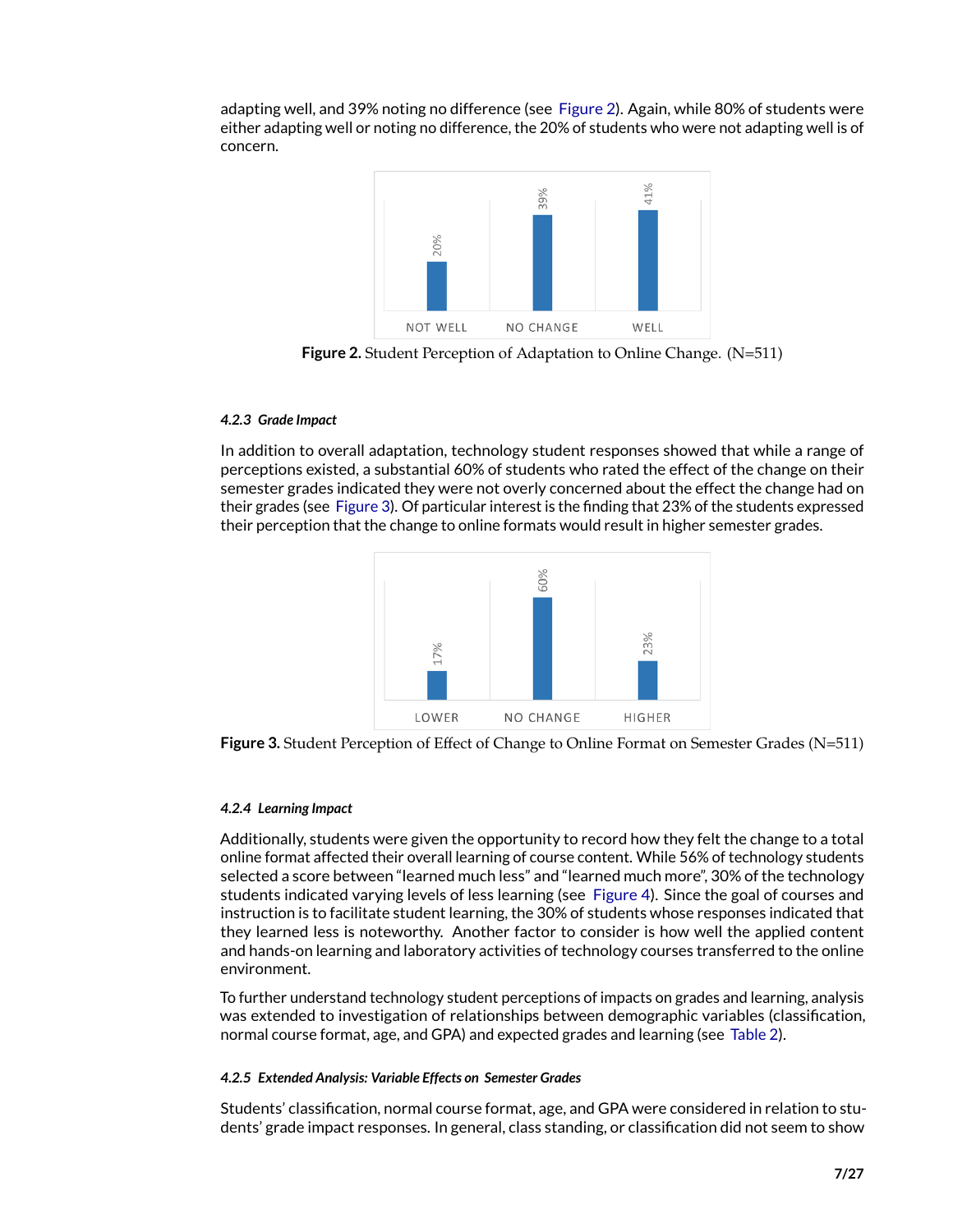adapting well, and 39% noting no difference (see Figure 2). Again, while 80% of students were either adapting well or noting no difference, the 20% of students who were not adapting well is of concern.

**Figure 2.** Student Perception of Adaptation to Online Change. (N=511)

#### *4.2.3 Grade Impact*

In addition to overall adaptation, technology student responses showed that while a range of perceptions existed, a substantial 60% of students who rated the effect of the change on their semester grades indicated they were not overly concerned about the effect the change had on their grades (see Figure 3). Of particular interest is the finding that 23% of the students expressed their perception that the change to online formats would result in higher semester grades.

**Figure 3.** Student Perception of Effect of Change to Online Format on Semester Grades (N=511)

#### *4.2.4 Learning Impact*

Additionally, students were given the opportunity to record how they felt the change to a total online format affected their overall learning of course content. While 56% of technology students selected a score between "learned much less" and "learned much more", 30% of the technology students indicated varying levels of less learning (see Figure 4). Since the goal of courses and instruction is to facilitate student learning, the 30% of students whose responses indicated that they learned less is noteworthy. Another factor to consider is how well the applied content and hands-on learning and laboratory activities of technology courses transferred to the online environment.

To further understand technology student perceptions of impacts on grades and learning, analysis was extended to investigation of relationships between demographic variables (classification, normal course format, age, and GPA) and expected grades and learning (see Table 2).

#### *4.2.5 Extended Analysis: Variable Effects on Semester Grades*

Students' classification, normal course format, age, and GPA were considered in relation to students' grade impact responses. In general, class standing, or classification did not seem to show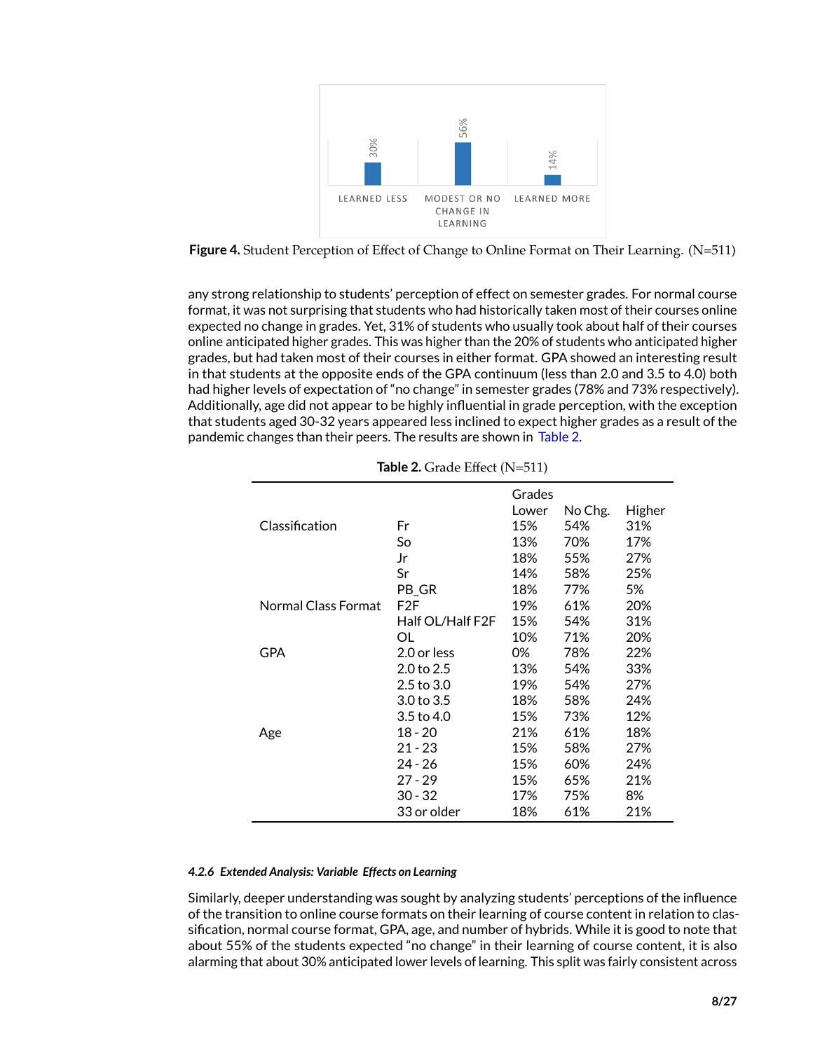**Figure 4.** Student Perception of Effect of Change to Online Format on Their Learning. (N=511)

any strong relationship to students' perception of effect on semester grades. For normal course format, it was not surprising that students who had historically taken most of their courses online expected no change in grades. Yet, 31% of students who usually took about half of their courses online anticipated higher grades. This was higher than the 20% of students who anticipated higher grades, but had taken most of their courses in either format. GPA showed an interesting result in that students at the opposite ends of the GPA continuum (less than 2.0 and 3.5 to 4.0) both had higher levels of expectation of "no change" in semester grades (78% and 73% respectively). Additionally, age did not appear to be highly influential in grade perception, with the exception that students aged 30-32 years appeared less inclined to expect higher grades as a result of the pandemic changes than their peers. The results are shown in Table 2.

**Table 2.** Grade Effect (N=511)

| | | Grades | | |
|---|---|---|---|---|
| | | Lower | No Chg. | Higher |
| Classification | Fr | 15% | 54% | 31% |
| | So | 13% | 70% | 17% |
| | Jr | 18% | 55% | 27% |
| | Sr | 14% | 58% | 25% |
| | PB_GR | 18% | 77% | 5% |
| Normal Class Format | F2F | 19% | 61% | 20% |
| | Half OL/Half F2F | 15% | 54% | 31% |
| | OL | 10% | 71% | 20% |
| GPA | 2.0 or less | 0% | 78% | 22% |
| | 2.0 to 2.5 | 13% | 54% | 33% |
| | 2.5 to 3.0 | 19% | 54% | 27% |
| | 3.0 to 3.5 | 18% | 58% | 24% |
| | 3.5 to 4.0 | 15% | 73% | 12% |
| Age | 18 - 20 | 21% | 61% | 18% |
| | 21 - 23 | 15% | 58% | 27% |
| | 24 - 26 | 15% | 60% | 24% |
| | 27 - 29 | 15% | 65% | 21% |
| | 30 - 32 | 17% | 75% | 8% |
| | 33 or older | 18% | 61% | 21% |

#### *4.2.6 Extended Analysis: Variable Effects on Learning*

Similarly, deeper understanding was sought by analyzing students' perceptions of the influence of the transition to online course formats on their learning of course content in relation to classification, normal course format, GPA, age, and number of hybrids. While it is good to note that about 55% of the students expected "no change" in their learning of course content, it is also alarming that about 30% anticipated lower levels of learning. This split was fairly consistent across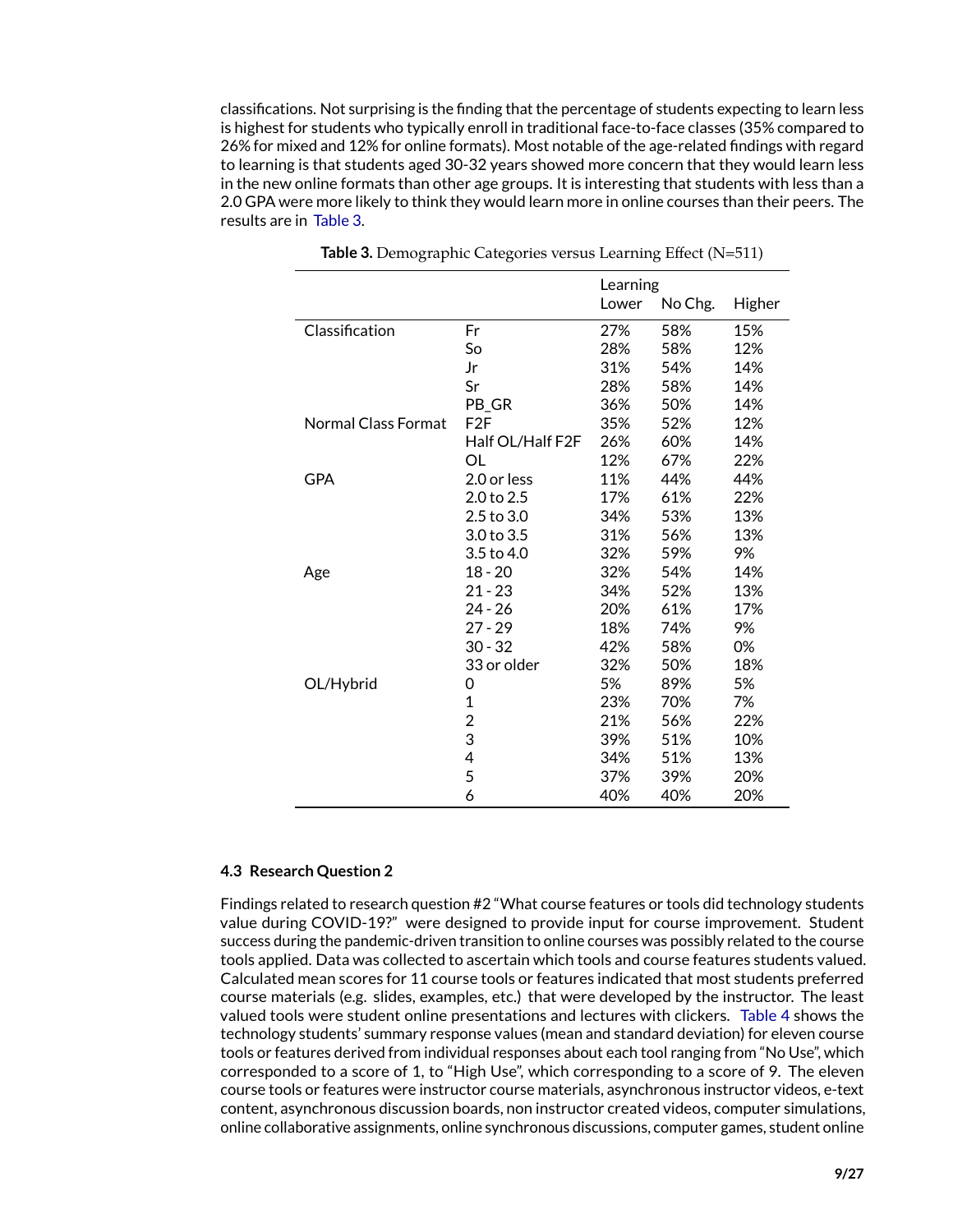classifications. Not surprising is the finding that the percentage of students expecting to learn less is highest for students who typically enroll in traditional face-to-face classes (35% compared to 26% for mixed and 12% for online formats). Most notable of the age-related findings with regard to learning is that students aged 30-32 years showed more concern that they would learn less in the new online formats than other age groups. It is interesting that students with less than a 2.0 GPA were more likely to think they would learn more in online courses than their peers. The results are in Table 3.

**Table 3.** Demographic Categories versus Learning Effect (N=511)

| | | Learning | | |
|---|---|---|---|---|
| | | Lower | No Chg. | Higher |
| Classification | Fr | 27% | 58% | 15% |
| | So | 28% | 58% | 12% |
| | Jr | 31% | 54% | 14% |
| | Sr | 28% | 58% | 14% |
| | PB_GR | 36% | 50% | 14% |
| Normal Class Format | F2F | 35% | 52% | 12% |
| | Half OL/Half F2F | 26% | 60% | 14% |
| | OL | 12% | 67% | 22% |
| GPA | 2.0 or less | 11% | 44% | 44% |
| | 2.0 to 2.5 | 17% | 61% | 22% |
| | 2.5 to 3.0 | 34% | 53% | 13% |
| | 3.0 to 3.5 | 31% | 56% | 13% |
| | 3.5 to 4.0 | 32% | 59% | 9% |
| Age | 18 - 20 | 32% | 54% | 14% |
| | 21 - 23 | 34% | 52% | 13% |
| | 24 - 26 | 20% | 61% | 17% |
| | 27 - 29 | 18% | 74% | 9% |
| | 30 - 32 | 42% | 58% | 0% |
| | 33 or older | 32% | 50% | 18% |
| OL/Hybrid | 0 | 5% | 89% | 5% |
| | 1 | 23% | 70% | 7% |
| | 2 | 21% | 56% | 22% |
| | 3 | 39% | 51% | 10% |
| | 4 | 34% | 51% | 13% |
| | 5 | 37% | 39% | 20% |
| | 6 | 40% | 40% | 20% |

### 4.3 Research Question 2

Findings related to research question #2 "What course features or tools did technology students value during COVID-19?" were designed to provide input for course improvement. Student success during the pandemic-driven transition to online courses was possibly related to the course tools applied. Data was collected to ascertain which tools and course features students valued. Calculated mean scores for 11 course tools or features indicated that most students preferred course materials (e.g. slides, examples, etc.) that were developed by the instructor. The least valued tools were student online presentations and lectures with clickers. Table 4 shows the technology students' summary response values (mean and standard deviation) for eleven course tools or features derived from individual responses about each tool ranging from "No Use", which corresponded to a score of 1, to "High Use", which corresponding to a score of 9. The eleven course tools or features were instructor course materials, asynchronous instructor videos, e-text content, asynchronous discussion boards, non instructor created videos, computer simulations, online collaborative assignments, online synchronous discussions, computer games, student online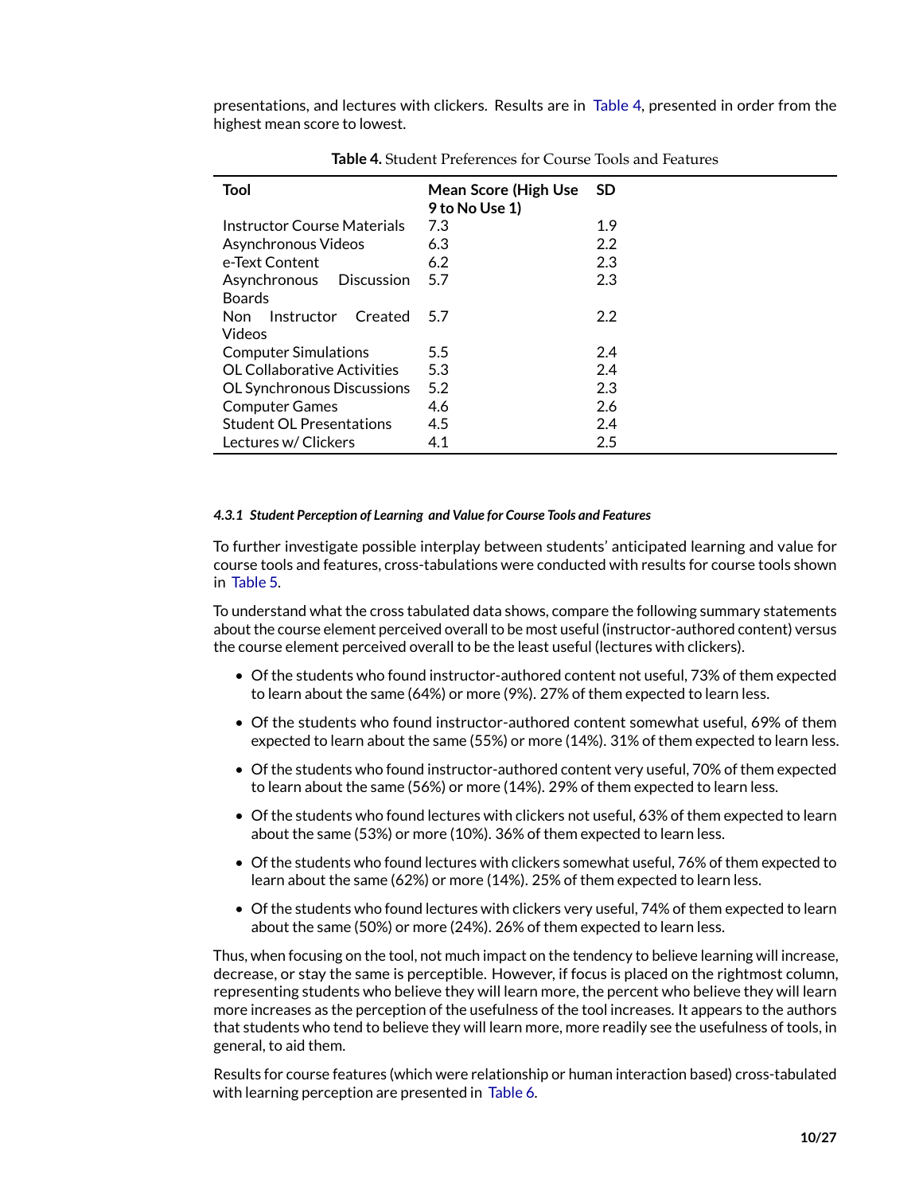presentations, and lectures with clickers. Results are in Table 4, presented in order from the highest mean score to lowest.

**Table 4.** Student Preferences for Course Tools and Features

| Tool | Mean Score (High Use 9 to No Use 1) | SD |
|---|---|---|
| Instructor Course Materials | 7.3 | 1.9 |
| Asynchronous Videos | 6.3 | 2.2 |
| e-Text Content | 6.2 | 2.3 |
| Asynchronous Discussion Boards | 5.7 | 2.3 |
| Non Instructor Created Videos | 5.7 | 2.2 |
| Computer Simulations | 5.5 | 2.4 |
| OL Collaborative Activities | 5.3 | 2.4 |
| OL Synchronous Discussions | 5.2 | 2.3 |
| Computer Games | 4.6 | 2.6 |
| Student OL Presentations | 4.5 | 2.4 |
| Lectures w/ Clickers | 4.1 | 2.5 |

#### *4.3.1 Student Perception of Learning and Value for Course Tools and Features*

To further investigate possible interplay between students' anticipated learning and value for course tools and features, cross-tabulations were conducted with results for course tools shown in Table 5.

To understand what the cross tabulated data shows, compare the following summary statements about the course element perceived overall to be most useful (instructor-authored content) versus the course element perceived overall to be the least useful (lectures with clickers).

- Of the students who found instructor-authored content not useful, 73% of them expected to learn about the same (64%) or more (9%). 27% of them expected to learn less.
- Of the students who found instructor-authored content somewhat useful, 69% of them expected to learn about the same (55%) or more (14%). 31% of them expected to learn less.
- Of the students who found instructor-authored content very useful, 70% of them expected to learn about the same (56%) or more (14%). 29% of them expected to learn less.
- Of the students who found lectures with clickers not useful, 63% of them expected to learn about the same (53%) or more (10%). 36% of them expected to learn less.
- Of the students who found lectures with clickers somewhat useful, 76% of them expected to learn about the same (62%) or more (14%). 25% of them expected to learn less.
- Of the students who found lectures with clickers very useful, 74% of them expected to learn about the same (50%) or more (24%). 26% of them expected to learn less.

Thus, when focusing on the tool, not much impact on the tendency to believe learning will increase, decrease, or stay the same is perceptible. However, if focus is placed on the rightmost column, representing students who believe they will learn more, the percent who believe they will learn more increases as the perception of the usefulness of the tool increases. It appears to the authors that students who tend to believe they will learn more, more readily see the usefulness of tools, in general, to aid them.

Results for course features (which were relationship or human interaction based) cross-tabulated with learning perception are presented in Table 6.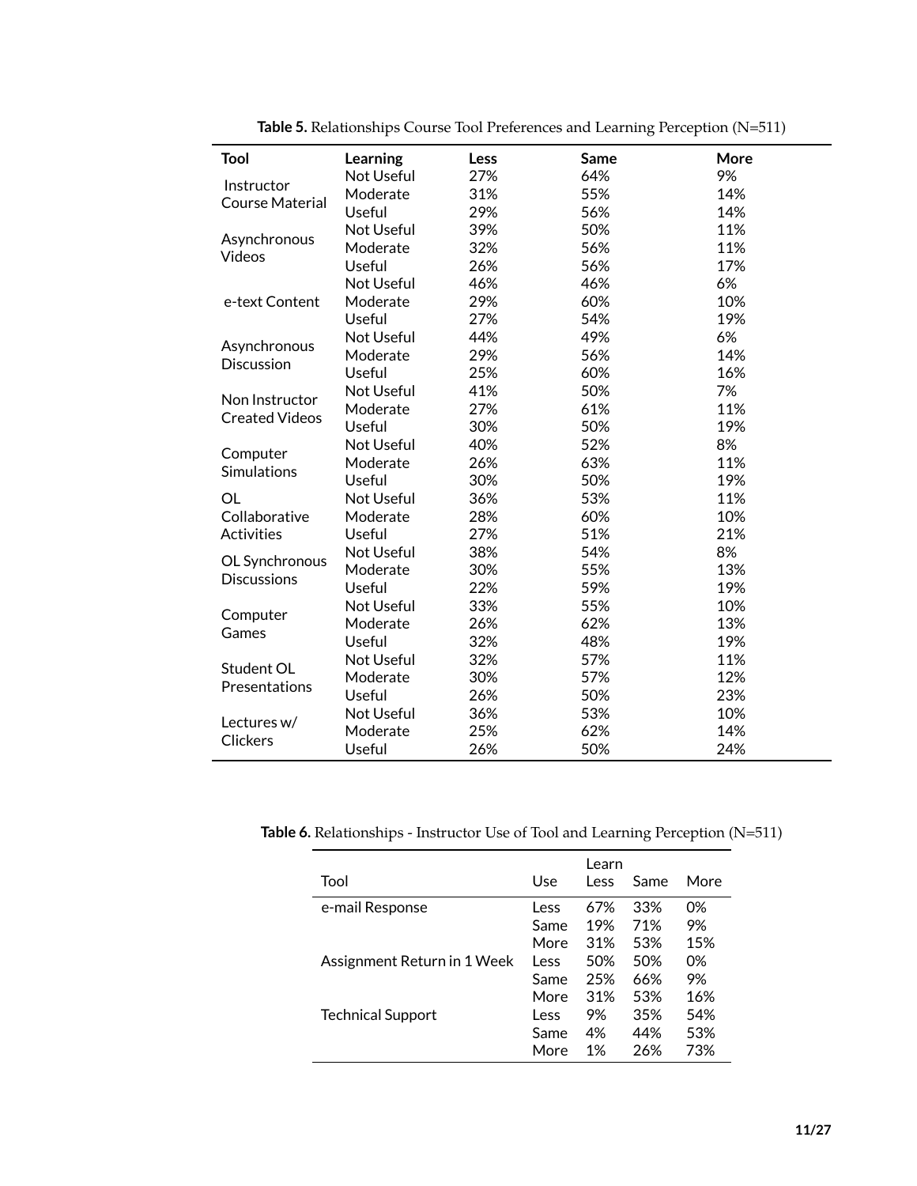**Table 5.** Relationships Course Tool Preferences and Learning Perception (N=511)

| Tool | Learning | Less | Same | More |
|---|---|---|---|---|
| Instructor Course Material | Not Useful | 27% | 64% | 9% |
| | Moderate | 31% | 55% | 14% |
| | Useful | 29% | 56% | 14% |
| Asynchronous Videos | Not Useful | 39% | 50% | 11% |
| | Moderate | 32% | 56% | 11% |
| | Useful | 26% | 56% | 17% |
| e-text Content | Not Useful | 46% | 46% | 6% |
| | Moderate | 29% | 60% | 10% |
| | Useful | 27% | 54% | 19% |
| Asynchronous Discussion | Not Useful | 44% | 49% | 6% |
| | Moderate | 29% | 56% | 14% |
| | Useful | 25% | 60% | 16% |
| Non Instructor Created Videos | Not Useful | 41% | 50% | 7% |
| | Moderate | 27% | 61% | 11% |
| | Useful | 30% | 50% | 19% |
| Computer Simulations | Not Useful | 40% | 52% | 8% |
| | Moderate | 26% | 63% | 11% |
| | Useful | 30% | 50% | 19% |
| OL Collaborative Activities | Not Useful | 36% | 53% | 11% |
| | Moderate | 28% | 60% | 10% |
| | Useful | 27% | 51% | 21% |
| OL Synchronous Discussions | Not Useful | 38% | 54% | 8% |
| | Moderate | 30% | 55% | 13% |
| | Useful | 22% | 59% | 19% |
| Computer Games | Not Useful | 33% | 55% | 10% |
| | Moderate | 26% | 62% | 13% |
| | Useful | 32% | 48% | 19% |
| Student OL Presentations | Not Useful | 32% | 57% | 11% |
| | Moderate | 30% | 57% | 12% |
| | Useful | 26% | 50% | 23% |
| Lectures w/ Clickers | Not Useful | 36% | 53% | 10% |
| | Moderate | 25% | 62% | 14% |
| | Useful | 26% | 50% | 24% |

**Table 6.** Relationships - Instructor Use of Tool and Learning Perception (N=511)

| Tool | Use | Learn Less | Same | More |
|---|---|---|---|---|
| e-mail Response | Less | 67% | 33% | 0% |
| | Same | 19% | 71% | 9% |
| | More | 31% | 53% | 15% |
| Assignment Return in 1 Week | Less | 50% | 50% | 0% |
| | Same | 25% | 66% | 9% |
| | More | 31% | 53% | 16% |
| Technical Support | Less | 9% | 35% | 54% |
| | Same | 4% | 44% | 53% |
| | More | 1% | 26% | 73% |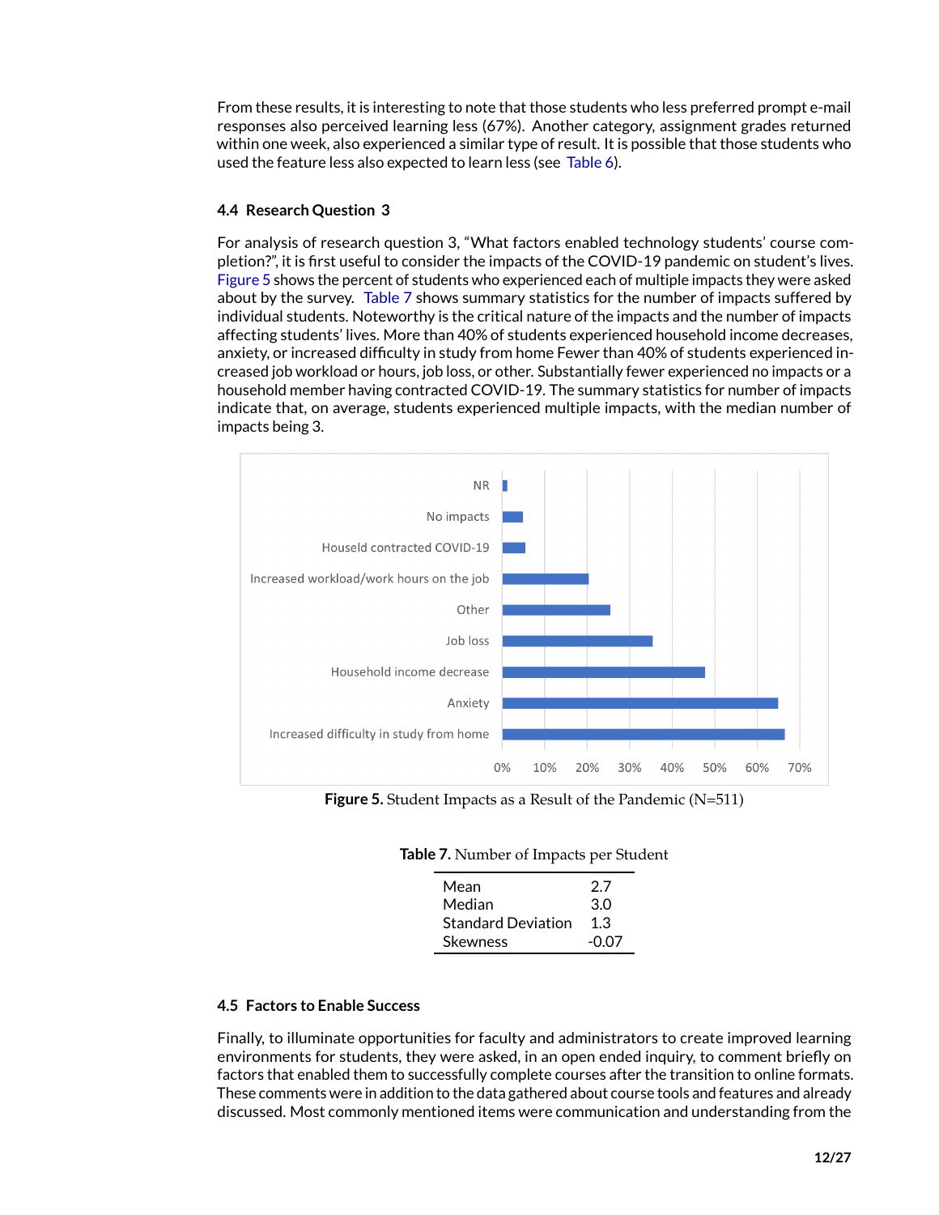From these results, it is interesting to note that those students who less preferred prompt e-mail responses also perceived learning less (67%). Another category, assignment grades returned within one week, also experienced a similar type of result. It is possible that those students who used the feature less also expected to learn less (see Table 6).

### 4.4 Research Question 3

For analysis of research question 3, "What factors enabled technology students' course completion?", it is first useful to consider the impacts of the COVID-19 pandemic on student's lives. Figure 5 shows the percent of students who experienced each of multiple impacts they were asked about by the survey. Table 7 shows summary statistics for the number of impacts suffered by individual students. Noteworthy is the critical nature of the impacts and the number of impacts affecting students' lives. More than 40% of students experienced household income decreases, anxiety, or increased difficulty in study from home Fewer than 40% of students experienced increased job workload or hours, job loss, or other. Substantially fewer experienced no impacts or a household member having contracted COVID-19. The summary statistics for number of impacts indicate that, on average, students experienced multiple impacts, with the median number of impacts being 3.

**Figure 5.** Student Impacts as a Result of the Pandemic (N=511)

**Table 7.** Number of Impacts per Student

| | |
|---|---|
| Mean | 2.7 |
| Median | 3.0 |
| Standard Deviation | 1.3 |
| Skewness | -0.07 |

### 4.5 Factors to Enable Success

Finally, to illuminate opportunities for faculty and administrators to create improved learning environments for students, they were asked, in an open ended inquiry, to comment briefly on factors that enabled them to successfully complete courses after the transition to online formats. These comments were in addition to the data gathered about course tools and features and already discussed. Most commonly mentioned items were communication and understanding from the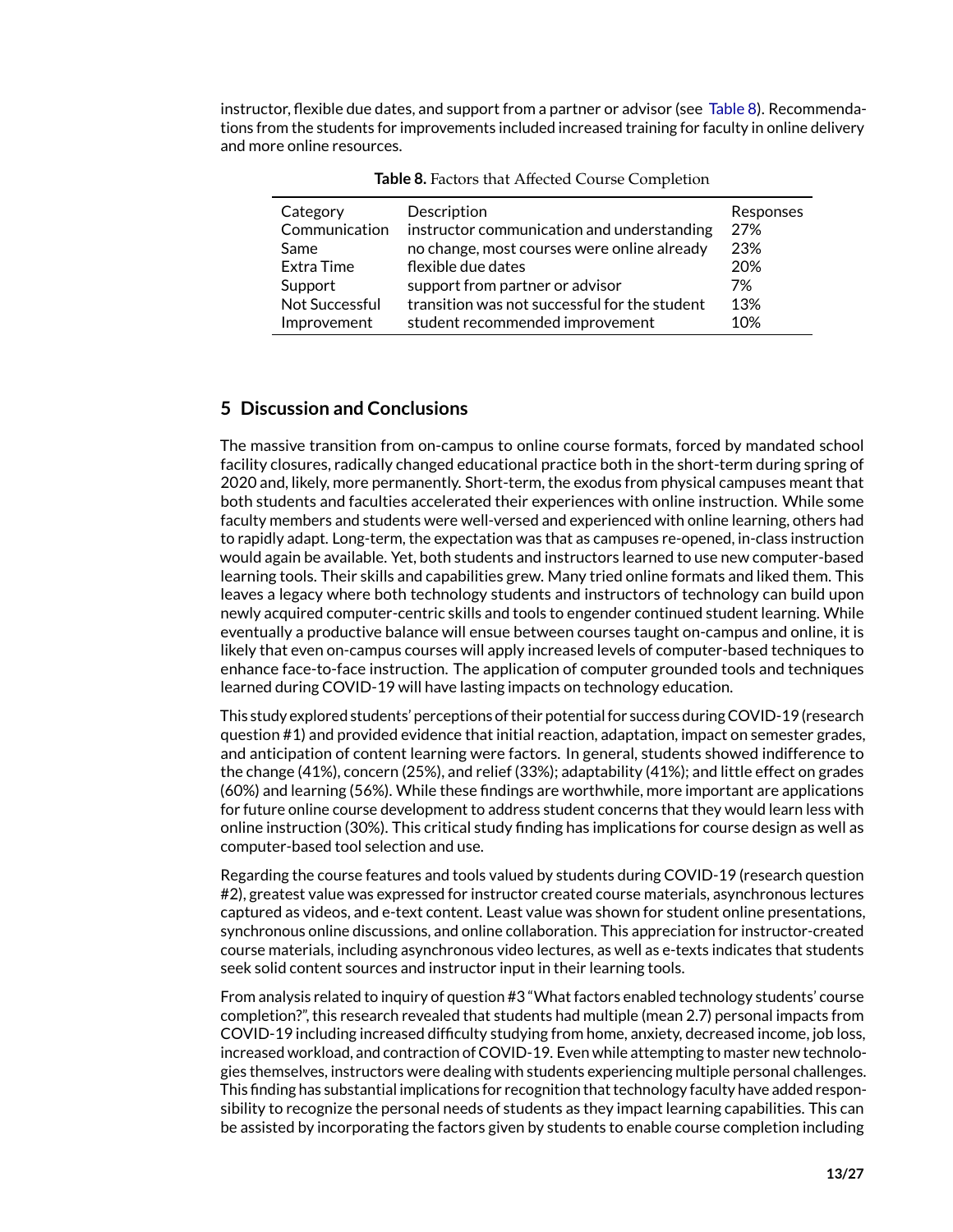instructor, flexible due dates, and support from a partner or advisor (see Table 8). Recommendations from the students for improvements included increased training for faculty in online delivery and more online resources.

**Table 8.** Factors that Affected Course Completion

| Category | Description | Responses |
|---|---|---|
| Communication | instructor communication and understanding | 27% |
| Same | no change, most courses were online already | 23% |
| Extra Time | flexible due dates | 20% |
| Support | support from partner or advisor | 7% |
| Not Successful | transition was not successful for the student | 13% |
| Improvement | student recommended improvement | 10% |

## 5 Discussion and Conclusions

The massive transition from on-campus to online course formats, forced by mandated school facility closures, radically changed educational practice both in the short-term during spring of 2020 and, likely, more permanently. Short-term, the exodus from physical campuses meant that both students and faculties accelerated their experiences with online instruction. While some faculty members and students were well-versed and experienced with online learning, others had to rapidly adapt. Long-term, the expectation was that as campuses re-opened, in-class instruction would again be available. Yet, both students and instructors learned to use new computer-based learning tools. Their skills and capabilities grew. Many tried online formats and liked them. This leaves a legacy where both technology students and instructors of technology can build upon newly acquired computer-centric skills and tools to engender continued student learning. While eventually a productive balance will ensue between courses taught on-campus and online, it is likely that even on-campus courses will apply increased levels of computer-based techniques to enhance face-to-face instruction. The application of computer grounded tools and techniques learned during COVID-19 will have lasting impacts on technology education.

This study explored students' perceptions of their potential for success during COVID-19 (research question #1) and provided evidence that initial reaction, adaptation, impact on semester grades, and anticipation of content learning were factors. In general, students showed indifference to the change (41%), concern (25%), and relief (33%); adaptability (41%); and little effect on grades (60%) and learning (56%). While these findings are worthwhile, more important are applications for future online course development to address student concerns that they would learn less with online instruction (30%). This critical study finding has implications for course design as well as computer-based tool selection and use.

Regarding the course features and tools valued by students during COVID-19 (research question #2), greatest value was expressed for instructor created course materials, asynchronous lectures captured as videos, and e-text content. Least value was shown for student online presentations, synchronous online discussions, and online collaboration. This appreciation for instructor-created course materials, including asynchronous video lectures, as well as e-texts indicates that students seek solid content sources and instructor input in their learning tools.

From analysis related to inquiry of question #3 "What factors enabled technology students' course completion?", this research revealed that students had multiple (mean 2.7) personal impacts from COVID-19 including increased difficulty studying from home, anxiety, decreased income, job loss, increased workload, and contraction of COVID-19. Even while attempting to master new technologies themselves, instructors were dealing with students experiencing multiple personal challenges. This finding has substantial implications for recognition that technology faculty have added responsibility to recognize the personal needs of students as they impact learning capabilities. This can be assisted by incorporating the factors given by students to enable course completion including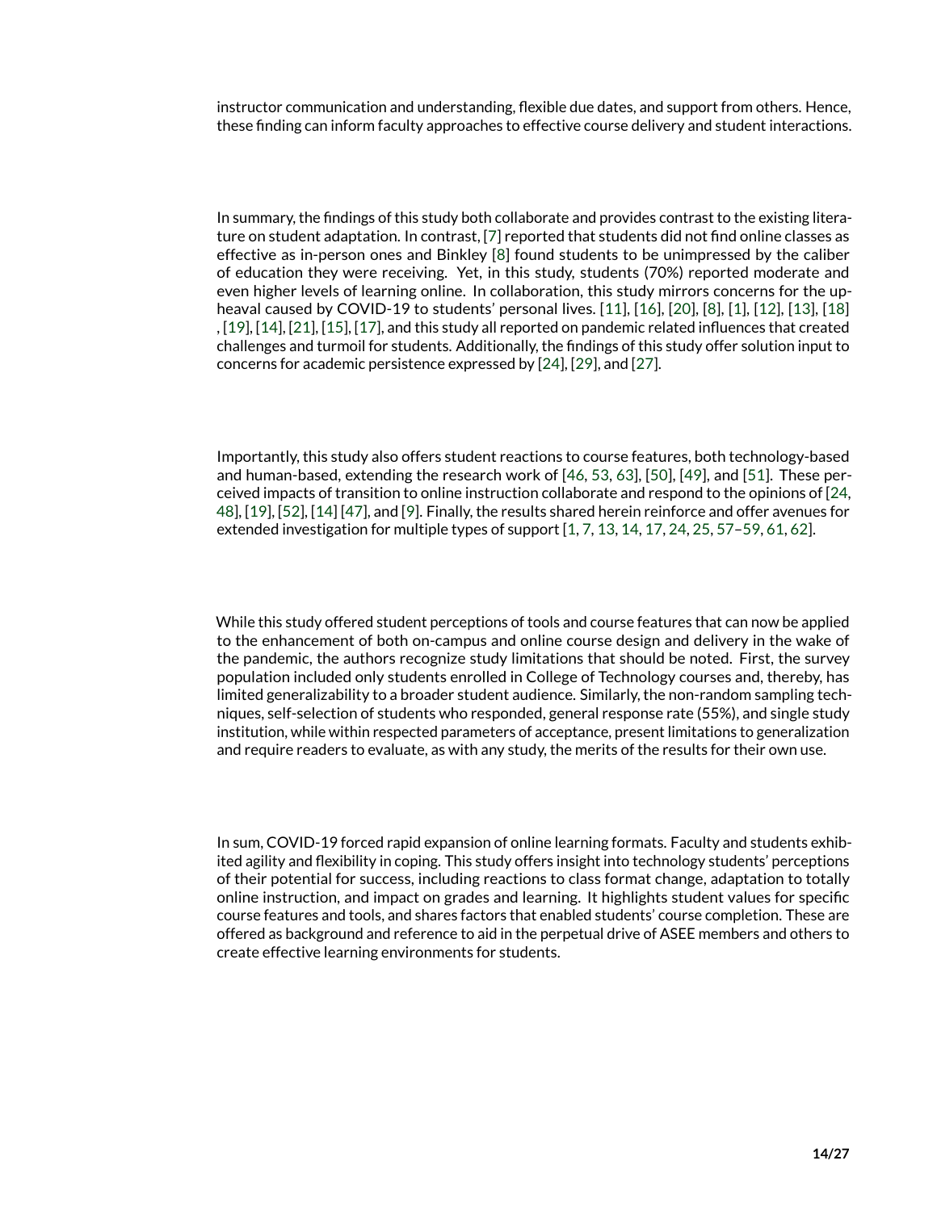instructor communication and understanding, flexible due dates, and support from others. Hence, these finding can inform faculty approaches to effective course delivery and student interactions.

In summary, the findings of this study both collaborate and provides contrast to the existing literature on student adaptation. In contrast, [7] reported that students did not find online classes as effective as in-person ones and Binkley [8] found students to be unimpressed by the caliber of education they were receiving. Yet, in this study, students (70%) reported moderate and even higher levels of learning online. In collaboration, this study mirrors concerns for the upheaval caused by COVID-19 to students' personal lives. [11], [16], [20], [8], [1], [12], [13], [18], [19], [14], [21], [15], [17], and this study all reported on pandemic related influences that created challenges and turmoil for students. Additionally, the findings of this study offer solution input to concerns for academic persistence expressed by [24], [29], and [27].

Importantly, this study also offers student reactions to course features, both technology-based and human-based, extending the research work of [46, 53, 63], [50], [49], and [51]. These perceived impacts of transition to online instruction collaborate and respond to the opinions of [24, 48], [19], [52], [14] [47], and [9]. Finally, the results shared herein reinforce and offer avenues for extended investigation for multiple types of support [1, 7, 13, 14, 17, 24, 25, 57–59, 61, 62].

While this study offered student perceptions of tools and course features that can now be applied to the enhancement of both on-campus and online course design and delivery in the wake of the pandemic, the authors recognize study limitations that should be noted. First, the survey population included only students enrolled in College of Technology courses and, thereby, has limited generalizability to a broader student audience. Similarly, the non-random sampling techniques, self-selection of students who responded, general response rate (55%), and single study institution, while within respected parameters of acceptance, present limitations to generalization and require readers to evaluate, as with any study, the merits of the results for their own use.

In sum, COVID-19 forced rapid expansion of online learning formats. Faculty and students exhibited agility and flexibility in coping. This study offers insight into technology students' perceptions of their potential for success, including reactions to class format change, adaptation to totally online instruction, and impact on grades and learning. It highlights student values for specific course features and tools, and shares factors that enabled students' course completion. These are offered as background and reference to aid in the perpetual drive of ASEE members and others to create effective learning environments for students.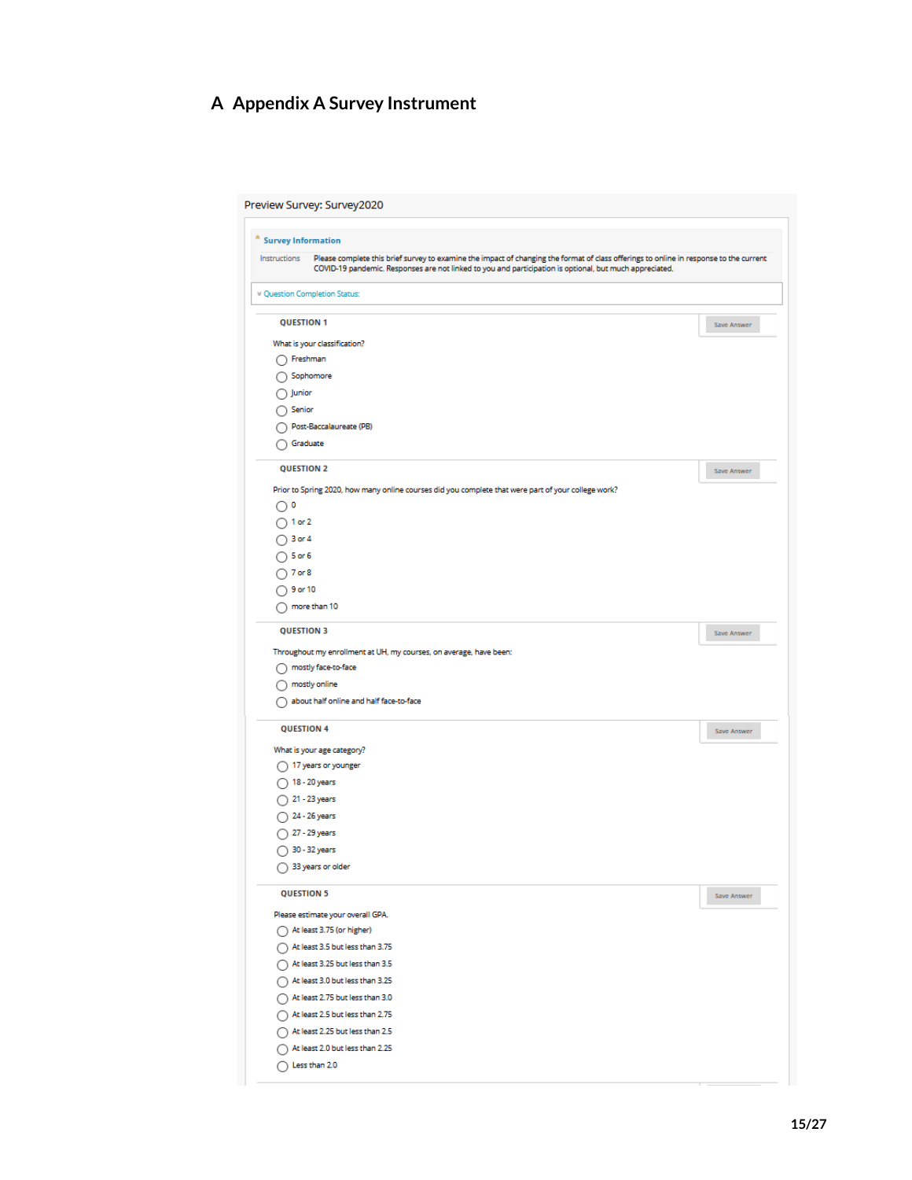# A Appendix A Survey Instrument

Preview Survey: Survey2020

**Survey Information**

Instructions: Please complete this brief survey to examine the impact of changing the format of class offerings to online in response to the current COVID-19 pandemic. Responses are not linked to you and participation is optional, but much appreciated.

Question Completion Status:

**QUESTION 1**

What is your classification?

- Freshman
- Sophomore
- Junior
- Senior
- Post-Baccalaureate (PB)
- Graduate

**QUESTION 2**

Prior to Spring 2020, how many online courses did you complete that were part of your college work?

- 0
- 1 or 2
- 3 or 4
- 5 or 6
- 7 or 8
- 9 or 10
- more than 10

**QUESTION 3**

Throughout my enrollment at UH, my courses, on average, have been:

- mostly face-to-face
- mostly online
- about half online and half face-to-face

**QUESTION 4**

What is your age category?

- 17 years or younger
- 18 - 20 years
- 21 - 23 years
- 24 - 26 years
- 27 - 29 years
- 30 - 32 years
- 33 years or older

**QUESTION 5**

Please estimate your overall GPA.

- At least 3.75 (or higher)
- At least 3.5 but less than 3.75
- At least 3.25 but less than 3.5
- At least 3.0 but less than 3.25
- At least 2.75 but less than 3.0
- At least 2.5 but less than 2.75
- At least 2.25 but less than 2.5
- At least 2.0 but less than 2.25
- Less than 2.0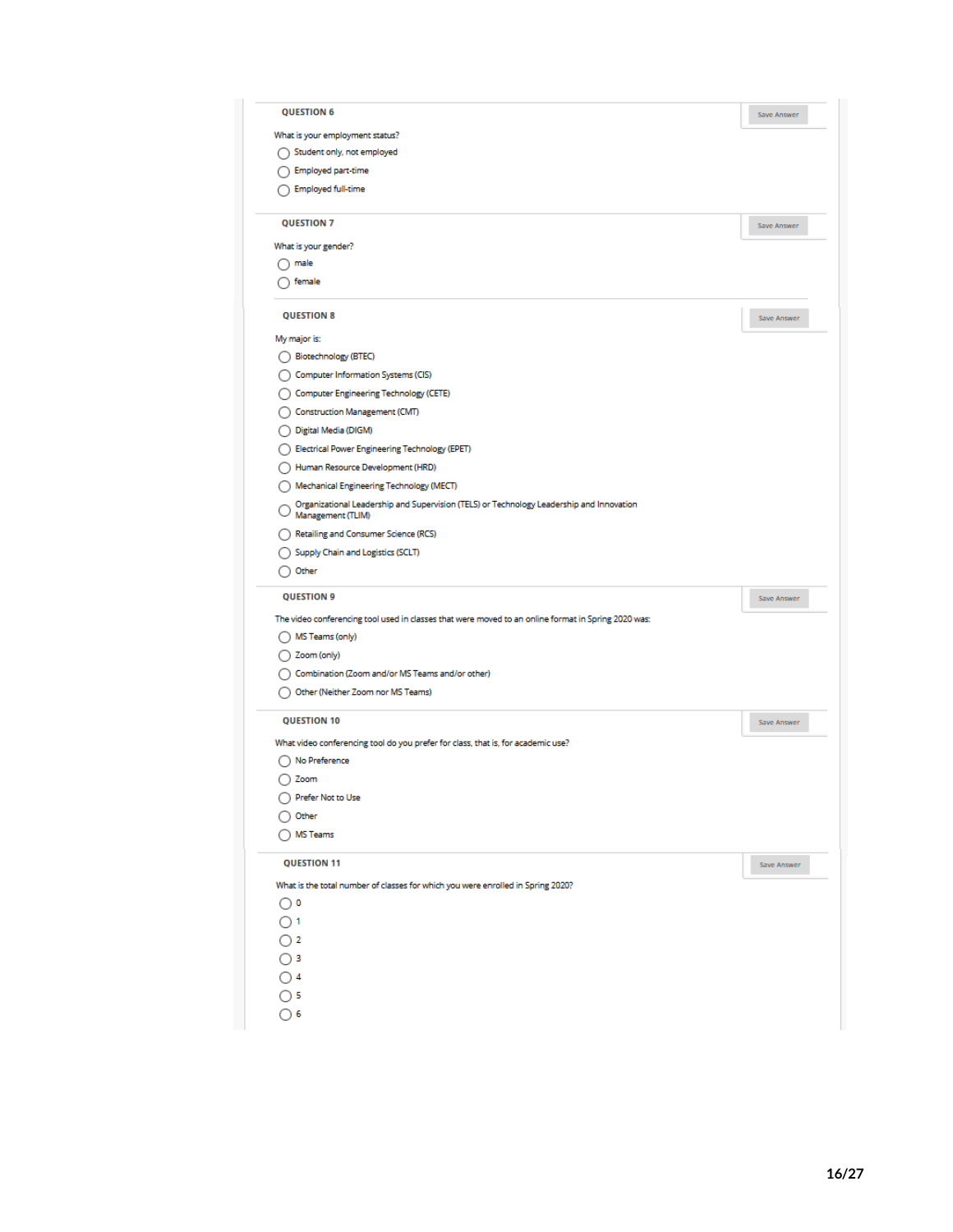**QUESTION 6**

Save Answer

What is your employment status?

- ◯ Student only, not employed
- ◯ Employed part-time
- ◯ Employed full-time

**QUESTION 7**

Save Answer

What is your gender?

- ◯ male
- ◯ female

**QUESTION 8**

Save Answer

My major is:

- ◯ Biotechnology (BTEC)
- ◯ Computer Information Systems (CIS)
- ◯ Computer Engineering Technology (CETE)
- ◯ Construction Management (CMT)
- ◯ Digital Media (DIGM)
- ◯ Electrical Power Engineering Technology (EPET)
- ◯ Human Resource Development (HRD)
- ◯ Mechanical Engineering Technology (MECT)
- ◯ Organizational Leadership and Supervision (TELS) or Technology Leadership and Innovation Management (TLIM)
- ◯ Retailing and Consumer Science (RCS)
- ◯ Supply Chain and Logistics (SCLT)
- ◯ Other

**QUESTION 9**

Save Answer

The video conferencing tool used in classes that were moved to an online format in Spring 2020 was:

- ◯ MS Teams (only)
- ◯ Zoom (only)
- ◯ Combination (Zoom and/or MS Teams and/or other)
- ◯ Other (Neither Zoom nor MS Teams)

**QUESTION 10**

Save Answer

What video conferencing tool do you prefer for class, that is, for academic use?

- ◯ No Preference
- ◯ Zoom
- ◯ Prefer Not to Use
- ◯ Other
- ◯ MS Teams

**QUESTION 11**

Save Answer

What is the total number of classes for which you were enrolled in Spring 2020?

- ◯ 0
- ◯ 1
- ◯ 2
- ◯ 3
- ◯ 4
- ◯ 5
- ◯ 6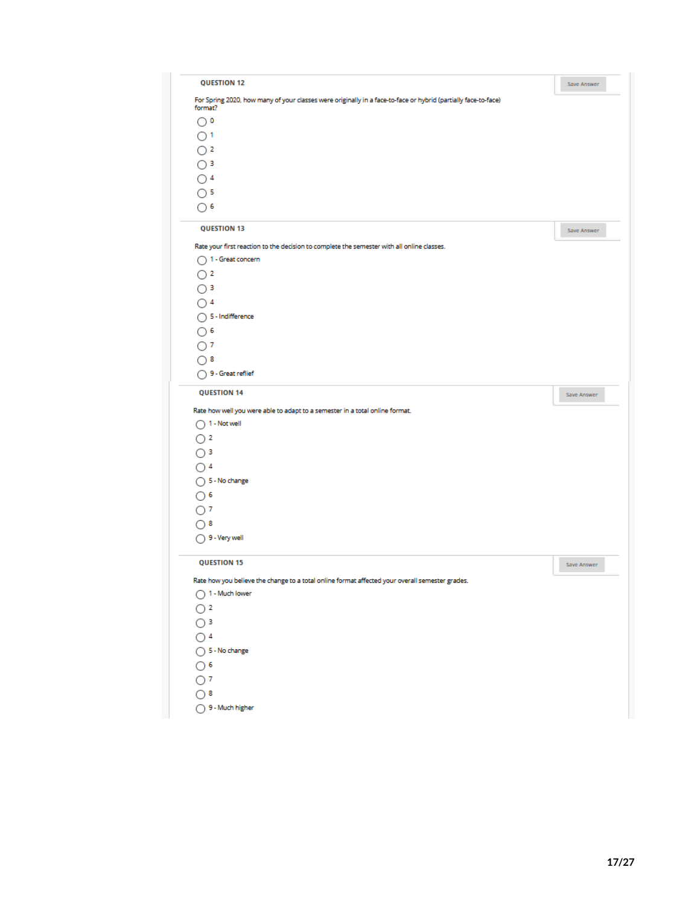**QUESTION 12**

Save Answer

For Spring 2020, how many of your classes were originally in a face-to-face or hybrid (partially face-to-face) format?

- ◯ 0
- ◯ 1
- ◯ 2
- ◯ 3
- ◯ 4
- ◯ 5
- ◯ 6

**QUESTION 13**

Save Answer

Rate your first reaction to the decision to complete the semester with all online classes.

- ◯ 1 - Great concern
- ◯ 2
- ◯ 3
- ◯ 4
- ◯ 5 - Indifference
- ◯ 6
- ◯ 7
- ◯ 8
- ◯ 9 - Great reflief

**QUESTION 14**

Save Answer

Rate how well you were able to adapt to a semester in a total online format.

- ◯ 1 - Not well
- ◯ 2
- ◯ 3
- ◯ 4
- ◯ 5 - No change
- ◯ 6
- ◯ 7
- ◯ 8
- ◯ 9 - Very well

**QUESTION 15**

Save Answer

Rate how you believe the change to a total online format affected your overall semester grades.

- ◯ 1 - Much lower
- ◯ 2
- ◯ 3
- ◯ 4
- ◯ 5 - No change
- ◯ 6
- ◯ 7
- ◯ 8
- ◯ 9 - Much higher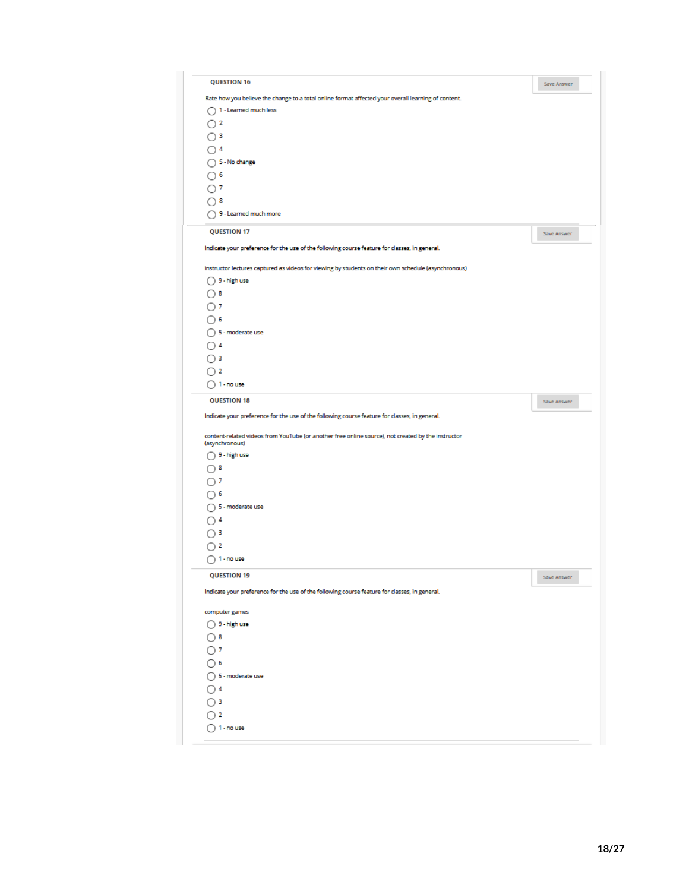**QUESTION 16**

Save Answer

Rate how you believe the change to a total online format affected your overall learning of content.

- 1 - Learned much less
- 2
- 3
- 4
- 5 - No change
- 6
- 7
- 8
- 9 - Learned much more

**QUESTION 17**

Save Answer

Indicate your preference for the use of the following course feature for classes, in general.

instructor lectures captured as videos for viewing by students on their own schedule (asynchronous)

- 9 - high use
- 8
- 7
- 6
- 5 - moderate use
- 4
- 3
- 2
- 1 - no use

**QUESTION 18**

Save Answer

Indicate your preference for the use of the following course feature for classes, in general.

content-related videos from YouTube (or another free online source), not created by the instructor (asynchronous)

- 9 - high use
- 8
- 7
- 6
- 5 - moderate use
- 4
- 3
- 2
- 1 - no use

**QUESTION 19**

Save Answer

Indicate your preference for the use of the following course feature for classes, in general.

computer games

- 9 - high use
- 8
- 7
- 6
- 5 - moderate use
- 4
- 3
- 2
- 1 - no use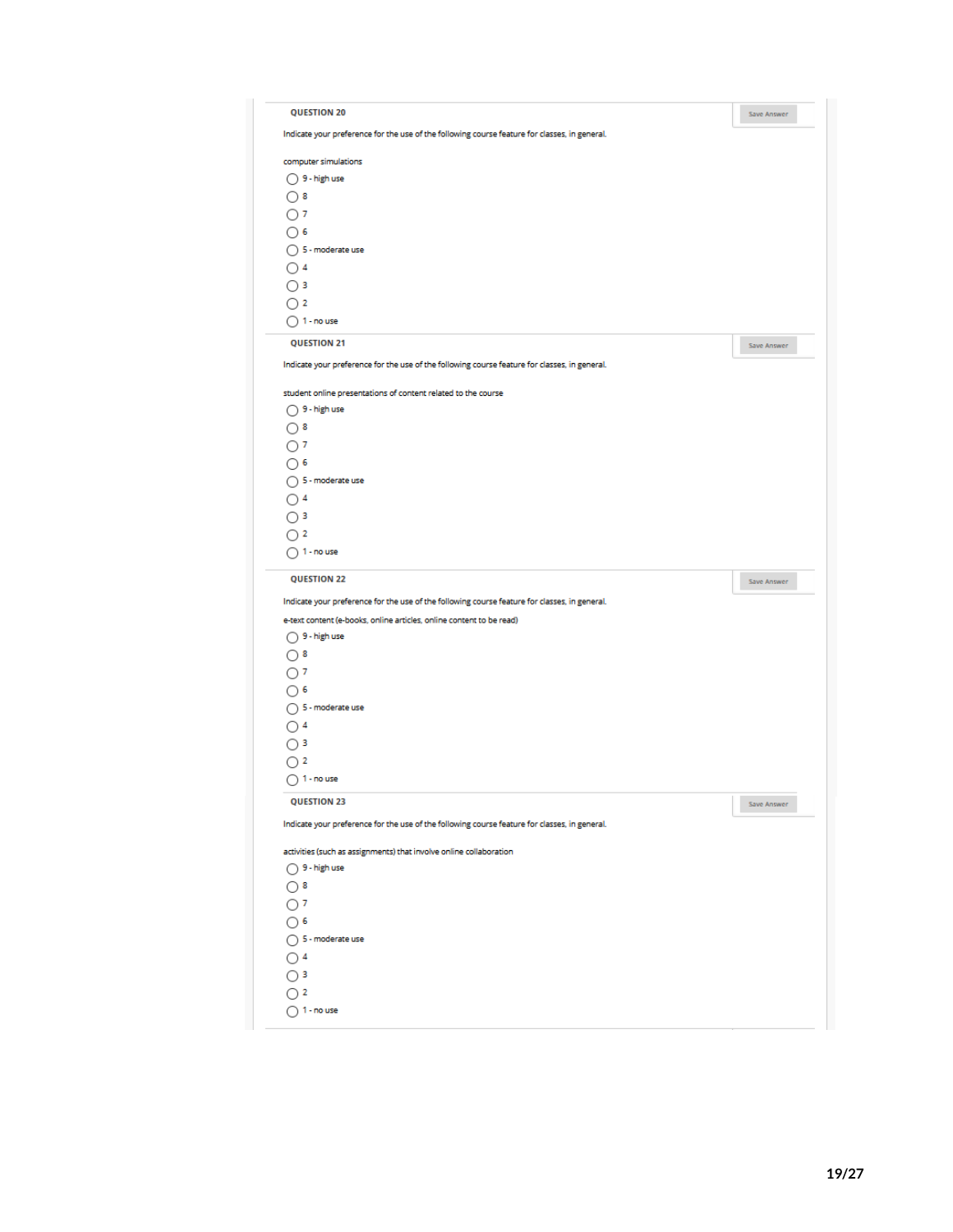**QUESTION 20**

Save Answer

Indicate your preference for the use of the following course feature for classes, in general.

computer simulations

- 9 - high use
- 8
- 7
- 6
- 5 - moderate use
- 4
- 3
- 2
- 1 - no use

**QUESTION 21**

Save Answer

Indicate your preference for the use of the following course feature for classes, in general.

student online presentations of content related to the course

- 9 - high use
- 8
- 7
- 6
- 5 - moderate use
- 4
- 3
- 2
- 1 - no use

**QUESTION 22**

Save Answer

Indicate your preference for the use of the following course feature for classes, in general.

e-text content (e-books, online articles, online content to be read)

- 9 - high use
- 8
- 7
- 6
- 5 - moderate use
- 4
- 3
- 2
- 1 - no use

**QUESTION 23**

Save Answer

Indicate your preference for the use of the following course feature for classes, in general.

activities (such as assignments) that involve online collaboration

- 9 - high use
- 8
- 7
- 6
- 5 - moderate use
- 4
- 3
- 2
- 1 - no use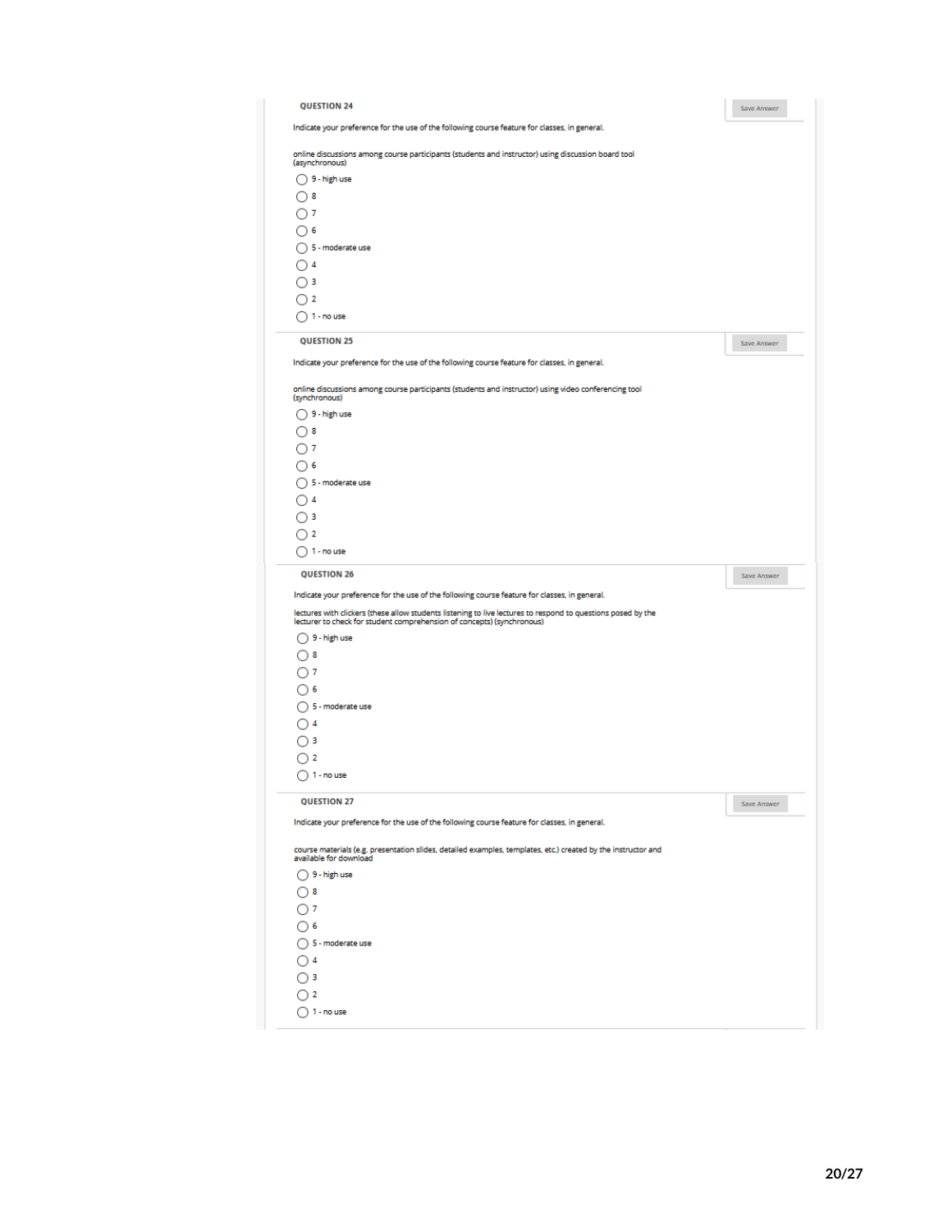**QUESTION 24**

Save Answer

Indicate your preference for the use of the following course feature for classes, in general.

online discussions among course participants (students and instructor) using discussion board tool (asynchronous)

- ◯ 9 - high use
- ◯ 8
- ◯ 7
- ◯ 6
- ◯ 5 - moderate use
- ◯ 4
- ◯ 3
- ◯ 2
- ◯ 1 - no use

**QUESTION 25**

Save Answer

Indicate your preference for the use of the following course feature for classes, in general.

online discussions among course participants (students and instructor) using video conferencing tool (synchronous)

- ◯ 9 - high use
- ◯ 8
- ◯ 7
- ◯ 6
- ◯ 5 - moderate use
- ◯ 4
- ◯ 3
- ◯ 2
- ◯ 1 - no use

**QUESTION 26**

Save Answer

Indicate your preference for the use of the following course feature for classes, in general.

lectures with clickers (these allow students listening to live lectures to respond to questions posed by the lecturer to check for student comprehension of concepts) (synchronous)

- ◯ 9 - high use
- ◯ 8
- ◯ 7
- ◯ 6
- ◯ 5 - moderate use
- ◯ 4
- ◯ 3
- ◯ 2
- ◯ 1 - no use

**QUESTION 27**

Save Answer

Indicate your preference for the use of the following course feature for classes, in general.

course materials (e.g. presentation slides, detailed examples, templates, etc.) created by the instructor and available for download

- ◯ 9 - high use
- ◯ 8
- ◯ 7
- ◯ 6
- ◯ 5 - moderate use
- ◯ 4
- ◯ 3
- ◯ 2
- ◯ 1 - no use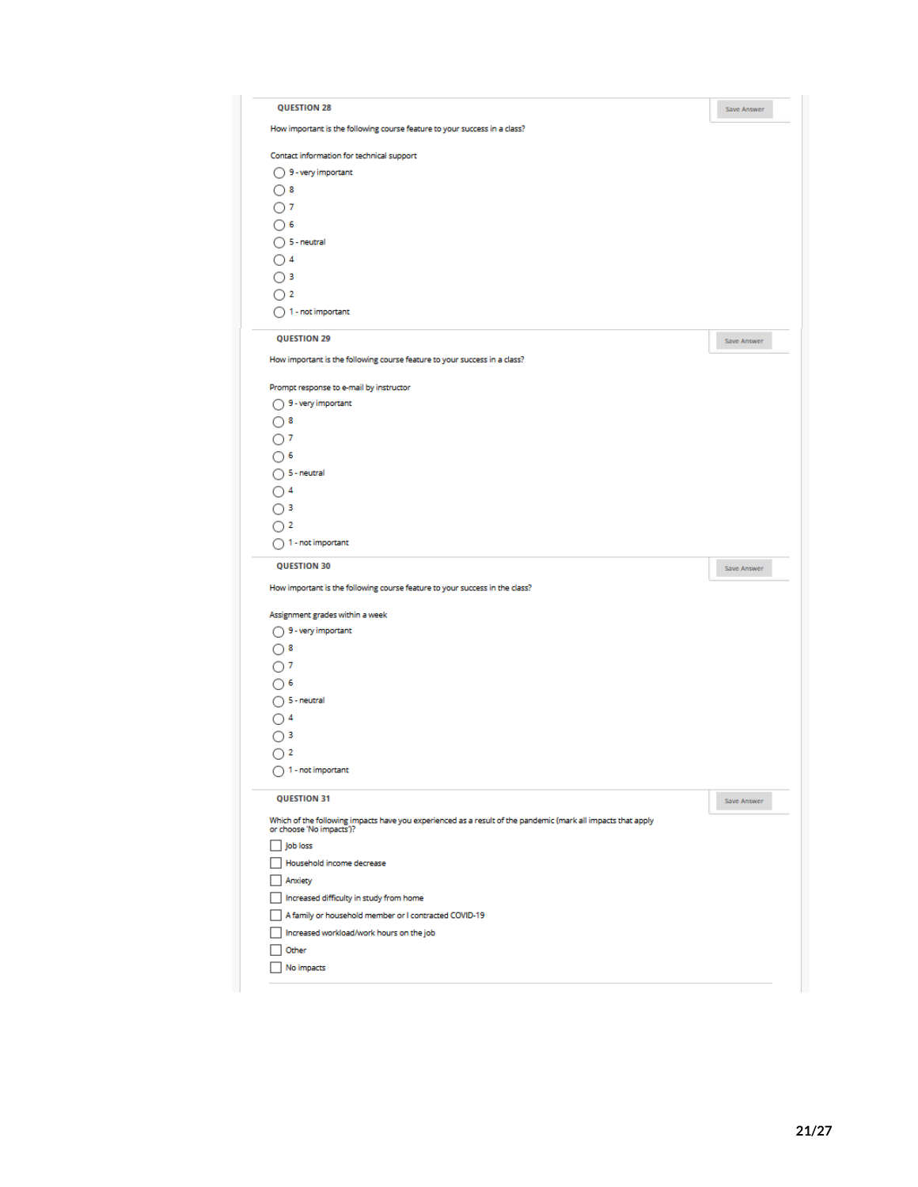**QUESTION 28**

Save Answer

How important is the following course feature to your success in a class?

Contact information for technical support

- ◯ 9 - very important
- ◯ 8
- ◯ 7
- ◯ 6
- ◯ 5 - neutral
- ◯ 4
- ◯ 3
- ◯ 2
- ◯ 1 - not important

**QUESTION 29**

Save Answer

How important is the following course feature to your success in a class?

Prompt response to e-mail by instructor

- ◯ 9 - very important
- ◯ 8
- ◯ 7
- ◯ 6
- ◯ 5 - neutral
- ◯ 4
- ◯ 3
- ◯ 2
- ◯ 1 - not important

**QUESTION 30**

Save Answer

How important is the following course feature to your success in the class?

Assignment grades within a week

- ◯ 9 - very important
- ◯ 8
- ◯ 7
- ◯ 6
- ◯ 5 - neutral
- ◯ 4
- ◯ 3
- ◯ 2
- ◯ 1 - not important

**QUESTION 31**

Save Answer

Which of the following impacts have you experienced as a result of the pandemic (mark all impacts that apply or choose 'No impacts')?

- ☐ Job loss
- ☐ Household income decrease
- ☐ Anxiety
- ☐ Increased difficulty in study from home
- ☐ A family or household member or I contracted COVID-19
- ☐ Increased workload/work hours on the job
- ☐ Other
- ☐ No impacts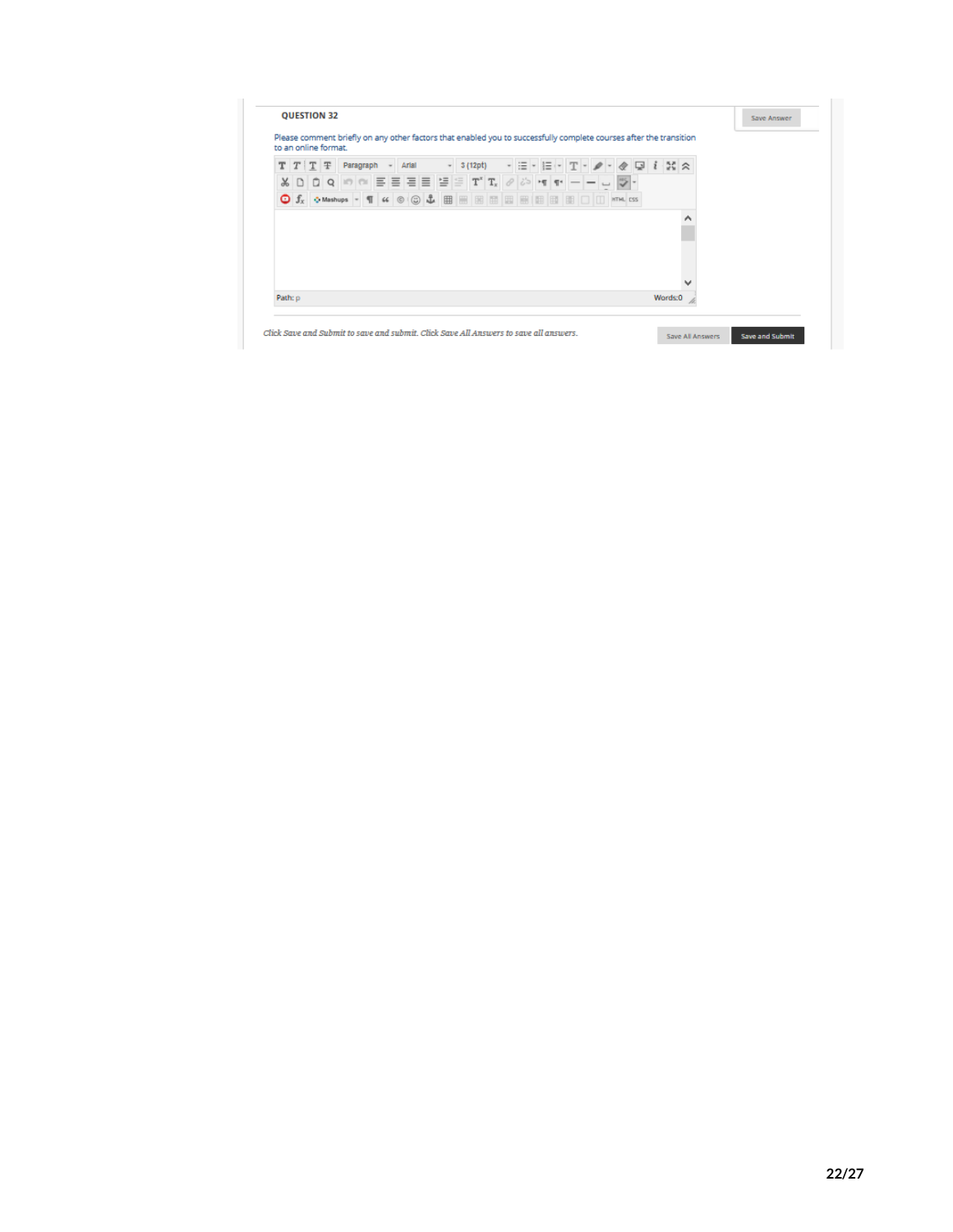**QUESTION 32**

Save Answer

Please comment briefly on any other factors that enabled you to successfully complete courses after the transition to an online format.

Path: p

Words:0

*Click Save and Submit to save and submit. Click Save All Answers to save all answers.*

Save All Answers | Save and Submit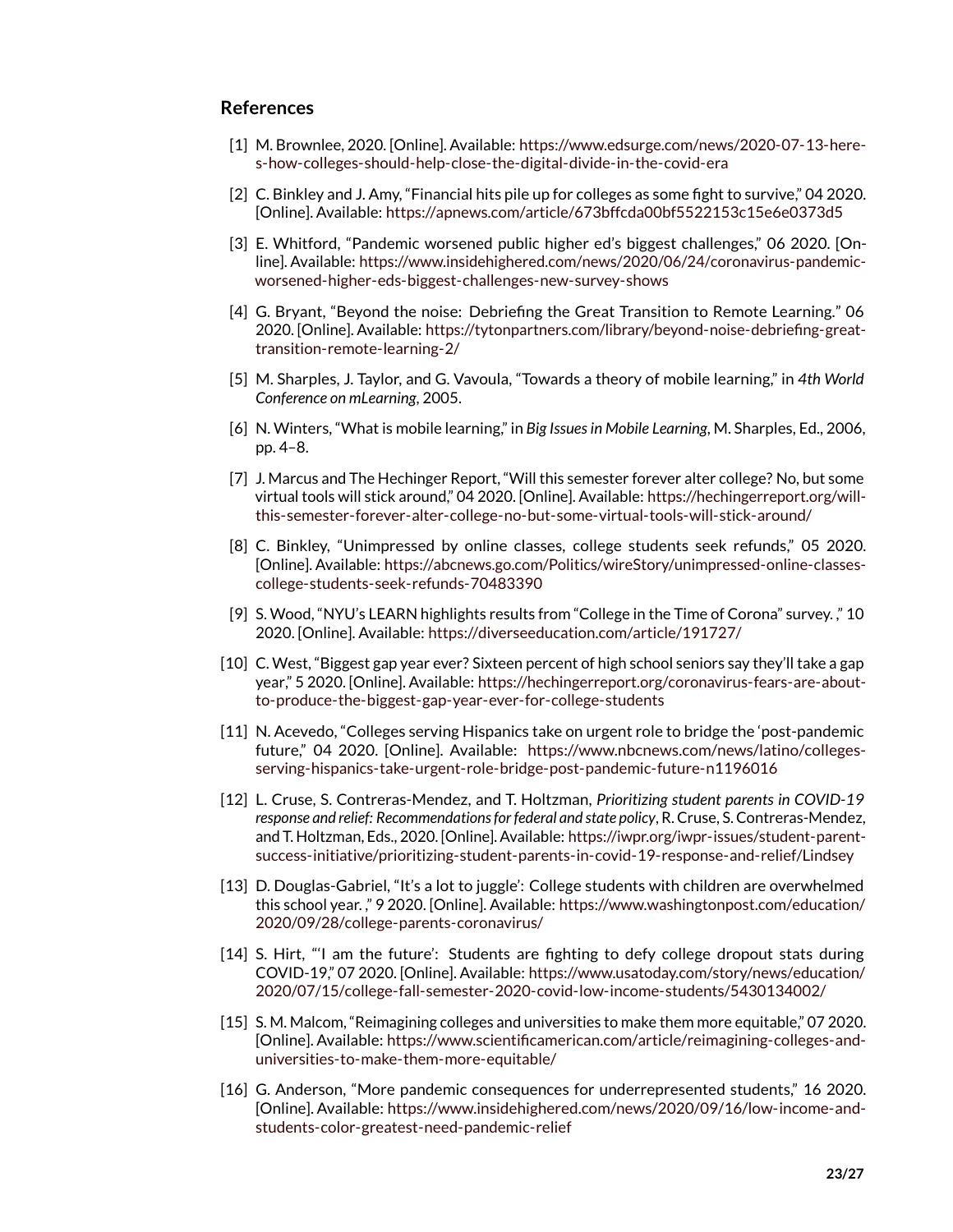## References

[1] M. Brownlee, 2020. [Online]. Available: https://www.edsurge.com/news/2020-07-13-heres-how-colleges-should-help-close-the-digital-divide-in-the-covid-era

[2] C. Binkley and J. Amy, "Financial hits pile up for colleges as some fight to survive," 04 2020. [Online]. Available: https://apnews.com/article/673bffcda00bf5522153c15e6e0373d5

[3] E. Whitford, "Pandemic worsened public higher ed's biggest challenges," 06 2020. [Online]. Available: https://www.insidehighered.com/news/2020/06/24/coronavirus-pandemic-worsened-higher-eds-biggest-challenges-new-survey-shows

[4] G. Bryant, "Beyond the noise: Debriefing the Great Transition to Remote Learning." 06 2020. [Online]. Available: https://tytonpartners.com/library/beyond-noise-debriefing-great-transition-remote-learning-2/

[5] M. Sharples, J. Taylor, and G. Vavoula, "Towards a theory of mobile learning," in *4th World Conference on mLearning*, 2005.

[6] N. Winters, "What is mobile learning," in *Big Issues in Mobile Learning*, M. Sharples, Ed., 2006, pp. 4–8.

[7] J. Marcus and The Hechinger Report, "Will this semester forever alter college? No, but some virtual tools will stick around," 04 2020. [Online]. Available: https://hechingerreport.org/will-this-semester-forever-alter-college-no-but-some-virtual-tools-will-stick-around/

[8] C. Binkley, "Unimpressed by online classes, college students seek refunds," 05 2020. [Online]. Available: https://abcnews.go.com/Politics/wireStory/unimpressed-online-classes-college-students-seek-refunds-70483390

[9] S. Wood, "NYU's LEARN highlights results from "College in the Time of Corona" survey. ," 10 2020. [Online]. Available: https://diverseeducation.com/article/191727/

[10] C. West, "Biggest gap year ever? Sixteen percent of high school seniors say they'll take a gap year," 5 2020. [Online]. Available: https://hechingerreport.org/coronavirus-fears-are-about-to-produce-the-biggest-gap-year-ever-for-college-students

[11] N. Acevedo, "Colleges serving Hispanics take on urgent role to bridge the 'post-pandemic future," 04 2020. [Online]. Available: https://www.nbcnews.com/news/latino/colleges-serving-hispanics-take-urgent-role-bridge-post-pandemic-future-n1196016

[12] L. Cruse, S. Contreras-Mendez, and T. Holtzman, *Prioritizing student parents in COVID-19 response and relief: Recommendations for federal and state policy*, R. Cruse, S. Contreras-Mendez, and T. Holtzman, Eds., 2020. [Online]. Available: https://iwpr.org/iwpr-issues/student-parent-success-initiative/prioritizing-student-parents-in-covid-19-response-and-relief/Lindsey

[13] D. Douglas-Gabriel, "It's a lot to juggle': College students with children are overwhelmed this school year. ," 9 2020. [Online]. Available: https://www.washingtonpost.com/education/2020/09/28/college-parents-coronavirus/

[14] S. Hirt, "'I am the future': Students are fighting to defy college dropout stats during COVID-19," 07 2020. [Online]. Available: https://www.usatoday.com/story/news/education/2020/07/15/college-fall-semester-2020-covid-low-income-students/5430134002/

[15] S. M. Malcom, "Reimagining colleges and universities to make them more equitable," 07 2020. [Online]. Available: https://www.scientificamerican.com/article/reimagining-colleges-and-universities-to-make-them-more-equitable/

[16] G. Anderson, "More pandemic consequences for underrepresented students," 16 2020. [Online]. Available: https://www.insidehighered.com/news/2020/09/16/low-income-and-students-color-greatest-need-pandemic-relief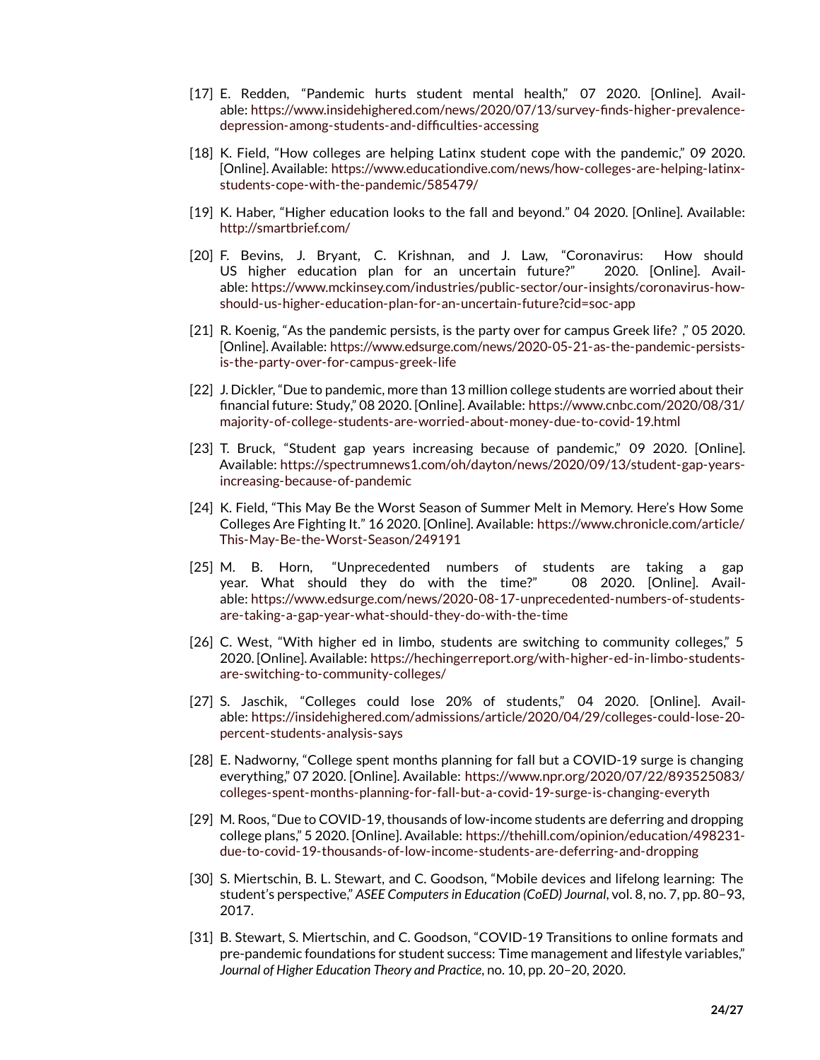[17] E. Redden, "Pandemic hurts student mental health," 07 2020. [Online]. Available: https://www.insidehighered.com/news/2020/07/13/survey-finds-higher-prevalence-depression-among-students-and-difficulties-accessing

[18] K. Field, "How colleges are helping Latinx student cope with the pandemic," 09 2020. [Online]. Available: https://www.educationdive.com/news/how-colleges-are-helping-latinx-students-cope-with-the-pandemic/585479/

[19] K. Haber, "Higher education looks to the fall and beyond." 04 2020. [Online]. Available: http://smartbrief.com/

[20] F. Bevins, J. Bryant, C. Krishnan, and J. Law, "Coronavirus: How should US higher education plan for an uncertain future?" 2020. [Online]. Available: https://www.mckinsey.com/industries/public-sector/our-insights/coronavirus-how-should-us-higher-education-plan-for-an-uncertain-future?cid=soc-app

[21] R. Koenig, "As the pandemic persists, is the party over for campus Greek life? ," 05 2020. [Online]. Available: https://www.edsurge.com/news/2020-05-21-as-the-pandemic-persists-is-the-party-over-for-campus-greek-life

[22] J. Dickler, "Due to pandemic, more than 13 million college students are worried about their financial future: Study," 08 2020. [Online]. Available: https://www.cnbc.com/2020/08/31/majority-of-college-students-are-worried-about-money-due-to-covid-19.html

[23] T. Bruck, "Student gap years increasing because of pandemic," 09 2020. [Online]. Available: https://spectrumnews1.com/oh/dayton/news/2020/09/13/student-gap-years-increasing-because-of-pandemic

[24] K. Field, "This May Be the Worst Season of Summer Melt in Memory. Here's How Some Colleges Are Fighting It." 16 2020. [Online]. Available: https://www.chronicle.com/article/This-May-Be-the-Worst-Season/249191

[25] M. B. Horn, "Unprecedented numbers of students are taking a gap year. What should they do with the time?" 08 2020. [Online]. Available: https://www.edsurge.com/news/2020-08-17-unprecedented-numbers-of-students-are-taking-a-gap-year-what-should-they-do-with-the-time

[26] C. West, "With higher ed in limbo, students are switching to community colleges," 5 2020. [Online]. Available: https://hechingerreport.org/with-higher-ed-in-limbo-students-are-switching-to-community-colleges/

[27] S. Jaschik, "Colleges could lose 20% of students," 04 2020. [Online]. Available: https://insidehighered.com/admissions/article/2020/04/29/colleges-could-lose-20-percent-students-analysis-says

[28] E. Nadworny, "College spent months planning for fall but a COVID-19 surge is changing everything," 07 2020. [Online]. Available: https://www.npr.org/2020/07/22/893525083/colleges-spent-months-planning-for-fall-but-a-covid-19-surge-is-changing-everyth

[29] M. Roos, "Due to COVID-19, thousands of low-income students are deferring and dropping college plans," 5 2020. [Online]. Available: https://thehill.com/opinion/education/498231-due-to-covid-19-thousands-of-low-income-students-are-deferring-and-dropping

[30] S. Miertschin, B. L. Stewart, and C. Goodson, "Mobile devices and lifelong learning: The student's perspective," *ASEE Computers in Education (CoED) Journal*, vol. 8, no. 7, pp. 80–93, 2017.

[31] B. Stewart, S. Miertschin, and C. Goodson, "COVID-19 Transitions to online formats and pre-pandemic foundations for student success: Time management and lifestyle variables," *Journal of Higher Education Theory and Practice*, no. 10, pp. 20–20, 2020.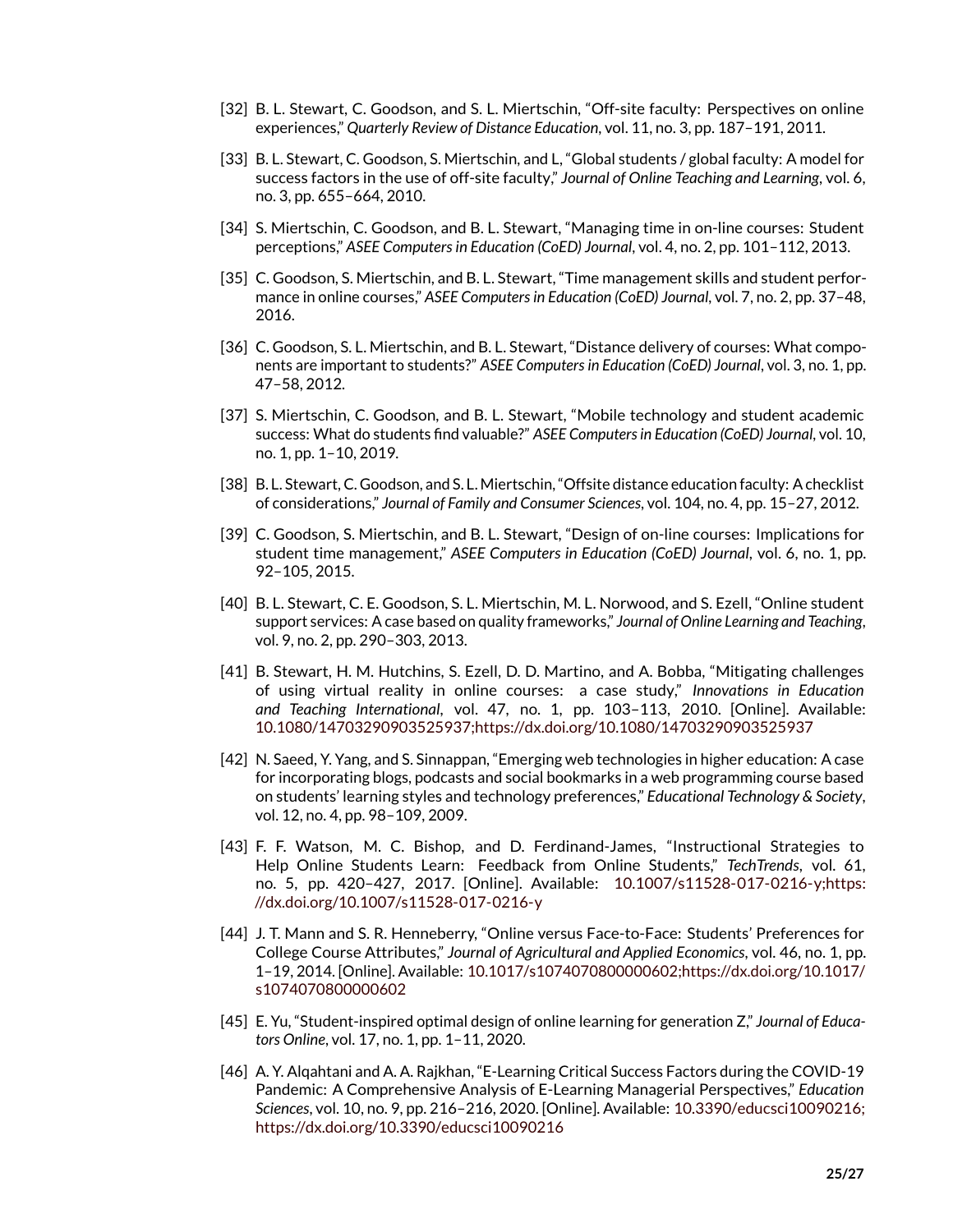[32] B. L. Stewart, C. Goodson, and S. L. Miertschin, "Off-site faculty: Perspectives on online experiences," *Quarterly Review of Distance Education*, vol. 11, no. 3, pp. 187–191, 2011.

[33] B. L. Stewart, C. Goodson, S. Miertschin, and L, "Global students / global faculty: A model for success factors in the use of off-site faculty," *Journal of Online Teaching and Learning*, vol. 6, no. 3, pp. 655–664, 2010.

[34] S. Miertschin, C. Goodson, and B. L. Stewart, "Managing time in on-line courses: Student perceptions," *ASEE Computers in Education (CoED) Journal*, vol. 4, no. 2, pp. 101–112, 2013.

[35] C. Goodson, S. Miertschin, and B. L. Stewart, "Time management skills and student performance in online courses," *ASEE Computers in Education (CoED) Journal*, vol. 7, no. 2, pp. 37–48, 2016.

[36] C. Goodson, S. L. Miertschin, and B. L. Stewart, "Distance delivery of courses: What components are important to students?" *ASEE Computers in Education (CoED) Journal*, vol. 3, no. 1, pp. 47–58, 2012.

[37] S. Miertschin, C. Goodson, and B. L. Stewart, "Mobile technology and student academic success: What do students find valuable?" *ASEE Computers in Education (CoED) Journal*, vol. 10, no. 1, pp. 1–10, 2019.

[38] B. L. Stewart, C. Goodson, and S. L. Miertschin, "Offsite distance education faculty: A checklist of considerations," *Journal of Family and Consumer Sciences*, vol. 104, no. 4, pp. 15–27, 2012.

[39] C. Goodson, S. Miertschin, and B. L. Stewart, "Design of on-line courses: Implications for student time management," *ASEE Computers in Education (CoED) Journal*, vol. 6, no. 1, pp. 92–105, 2015.

[40] B. L. Stewart, C. E. Goodson, S. L. Miertschin, M. L. Norwood, and S. Ezell, "Online student support services: A case based on quality frameworks," *Journal of Online Learning and Teaching*, vol. 9, no. 2, pp. 290–303, 2013.

[41] B. Stewart, H. M. Hutchins, S. Ezell, D. D. Martino, and A. Bobba, "Mitigating challenges of using virtual reality in online courses: a case study," *Innovations in Education and Teaching International*, vol. 47, no. 1, pp. 103–113, 2010. [Online]. Available: 10.1080/14703290903525937;https://dx.doi.org/10.1080/14703290903525937

[42] N. Saeed, Y. Yang, and S. Sinnappan, "Emerging web technologies in higher education: A case for incorporating blogs, podcasts and social bookmarks in a web programming course based on students' learning styles and technology preferences," *Educational Technology & Society*, vol. 12, no. 4, pp. 98–109, 2009.

[43] F. F. Watson, M. C. Bishop, and D. Ferdinand-James, "Instructional Strategies to Help Online Students Learn: Feedback from Online Students," *TechTrends*, vol. 61, no. 5, pp. 420–427, 2017. [Online]. Available: 10.1007/s11528-017-0216-y;https://dx.doi.org/10.1007/s11528-017-0216-y

[44] J. T. Mann and S. R. Henneberry, "Online versus Face-to-Face: Students' Preferences for College Course Attributes," *Journal of Agricultural and Applied Economics*, vol. 46, no. 1, pp. 1–19, 2014. [Online]. Available: 10.1017/s1074070800000602;https://dx.doi.org/10.1017/s1074070800000602

[45] E. Yu, "Student-inspired optimal design of online learning for generation Z," *Journal of Educators Online*, vol. 17, no. 1, pp. 1–11, 2020.

[46] A. Y. Alqahtani and A. A. Rajkhan, "E-Learning Critical Success Factors during the COVID-19 Pandemic: A Comprehensive Analysis of E-Learning Managerial Perspectives," *Education Sciences*, vol. 10, no. 9, pp. 216–216, 2020. [Online]. Available: 10.3390/educsci10090216;https://dx.doi.org/10.3390/educsci10090216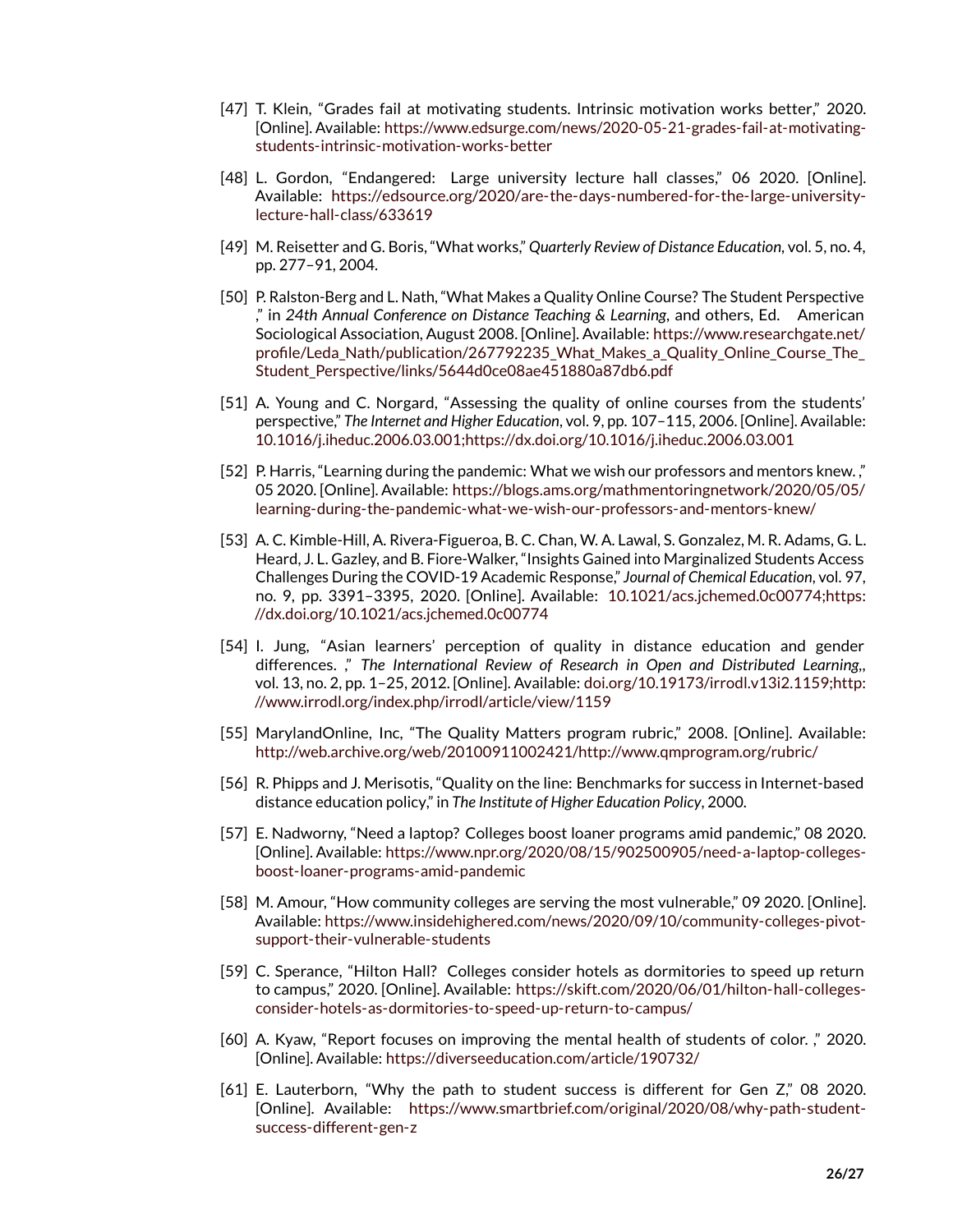[47] T. Klein, "Grades fail at motivating students. Intrinsic motivation works better," 2020. [Online]. Available: https://www.edsurge.com/news/2020-05-21-grades-fail-at-motivating-students-intrinsic-motivation-works-better

[48] L. Gordon, "Endangered: Large university lecture hall classes," 06 2020. [Online]. Available: https://edsource.org/2020/are-the-days-numbered-for-the-large-university-lecture-hall-class/633619

[49] M. Reisetter and G. Boris, "What works," *Quarterly Review of Distance Education*, vol. 5, no. 4, pp. 277–91, 2004.

[50] P. Ralston-Berg and L. Nath, "What Makes a Quality Online Course? The Student Perspective ," in *24th Annual Conference on Distance Teaching & Learning*, and others, Ed. American Sociological Association, August 2008. [Online]. Available: https://www.researchgate.net/profile/Leda_Nath/publication/267792235_What_Makes_a_Quality_Online_Course_The_Student_Perspective/links/5644d0ce08ae451880a87db6.pdf

[51] A. Young and C. Norgard, "Assessing the quality of online courses from the students' perspective," *The Internet and Higher Education*, vol. 9, pp. 107–115, 2006. [Online]. Available: 10.1016/j.iheduc.2006.03.001;https://dx.doi.org/10.1016/j.iheduc.2006.03.001

[52] P. Harris, "Learning during the pandemic: What we wish our professors and mentors knew. ," 05 2020. [Online]. Available: https://blogs.ams.org/mathmentoringnetwork/2020/05/05/learning-during-the-pandemic-what-we-wish-our-professors-and-mentors-knew/

[53] A. C. Kimble-Hill, A. Rivera-Figueroa, B. C. Chan, W. A. Lawal, S. Gonzalez, M. R. Adams, G. L. Heard, J. L. Gazley, and B. Fiore-Walker, "Insights Gained into Marginalized Students Access Challenges During the COVID-19 Academic Response," *Journal of Chemical Education*, vol. 97, no. 9, pp. 3391–3395, 2020. [Online]. Available: 10.1021/acs.jchemed.0c00774;https://dx.doi.org/10.1021/acs.jchemed.0c00774

[54] I. Jung, "Asian learners' perception of quality in distance education and gender differences. ," *The International Review of Research in Open and Distributed Learning,*, vol. 13, no. 2, pp. 1–25, 2012. [Online]. Available: doi.org/10.19173/irrodl.v13i2.1159;http://www.irrodl.org/index.php/irrodl/article/view/1159

[55] MarylandOnline, Inc, "The Quality Matters program rubric," 2008. [Online]. Available: http://web.archive.org/web/20100911002421/http://www.qmprogram.org/rubric/

[56] R. Phipps and J. Merisotis, "Quality on the line: Benchmarks for success in Internet-based distance education policy," in *The Institute of Higher Education Policy*, 2000.

[57] E. Nadworny, "Need a laptop? Colleges boost loaner programs amid pandemic," 08 2020. [Online]. Available: https://www.npr.org/2020/08/15/902500905/need-a-laptop-colleges-boost-loaner-programs-amid-pandemic

[58] M. Amour, "How community colleges are serving the most vulnerable," 09 2020. [Online]. Available: https://www.insidehighered.com/news/2020/09/10/community-colleges-pivot-support-their-vulnerable-students

[59] C. Sperance, "Hilton Hall? Colleges consider hotels as dormitories to speed up return to campus," 2020. [Online]. Available: https://skift.com/2020/06/01/hilton-hall-colleges-consider-hotels-as-dormitories-to-speed-up-return-to-campus/

[60] A. Kyaw, "Report focuses on improving the mental health of students of color. ," 2020. [Online]. Available: https://diverseeducation.com/article/190732/

[61] E. Lauterborn, "Why the path to student success is different for Gen Z," 08 2020. [Online]. Available: https://www.smartbrief.com/original/2020/08/why-path-student-success-different-gen-z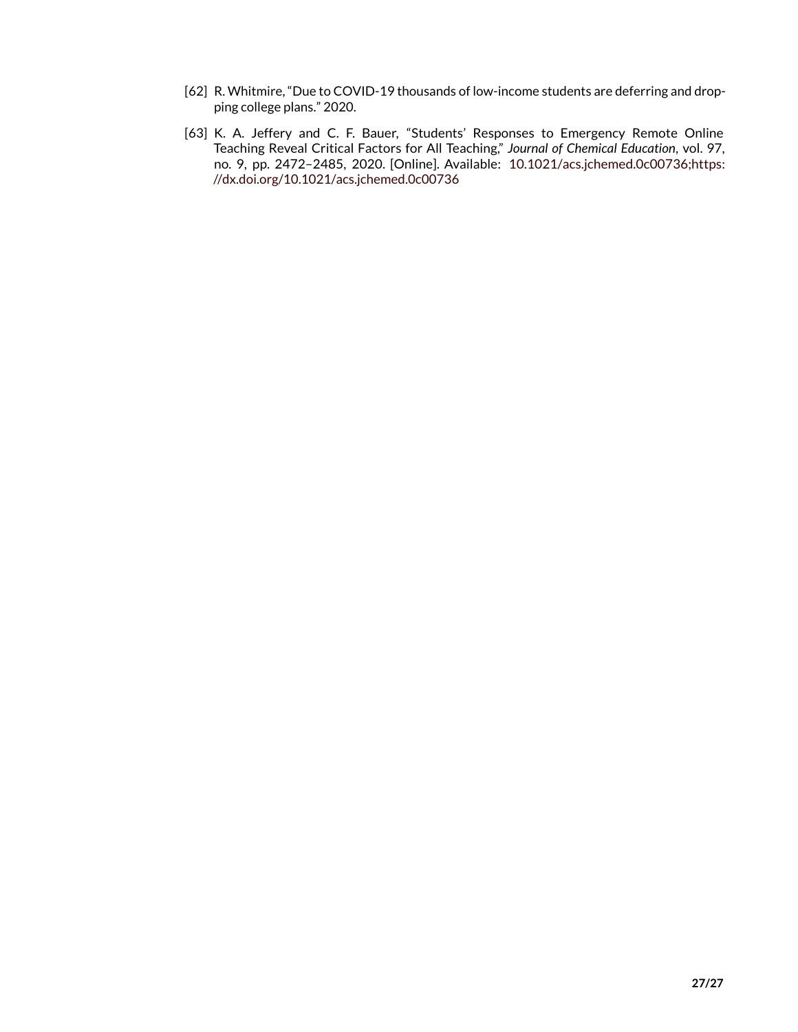[62] R. Whitmire, "Due to COVID-19 thousands of low-income students are deferring and dropping college plans." 2020.

[63] K. A. Jeffery and C. F. Bauer, "Students' Responses to Emergency Remote Online Teaching Reveal Critical Factors for All Teaching," *Journal of Chemical Education*, vol. 97, no. 9, pp. 2472–2485, 2020. [Online]. Available: 10.1021/acs.jchemed.0c00736;https://dx.doi.org/10.1021/acs.jchemed.0c00736